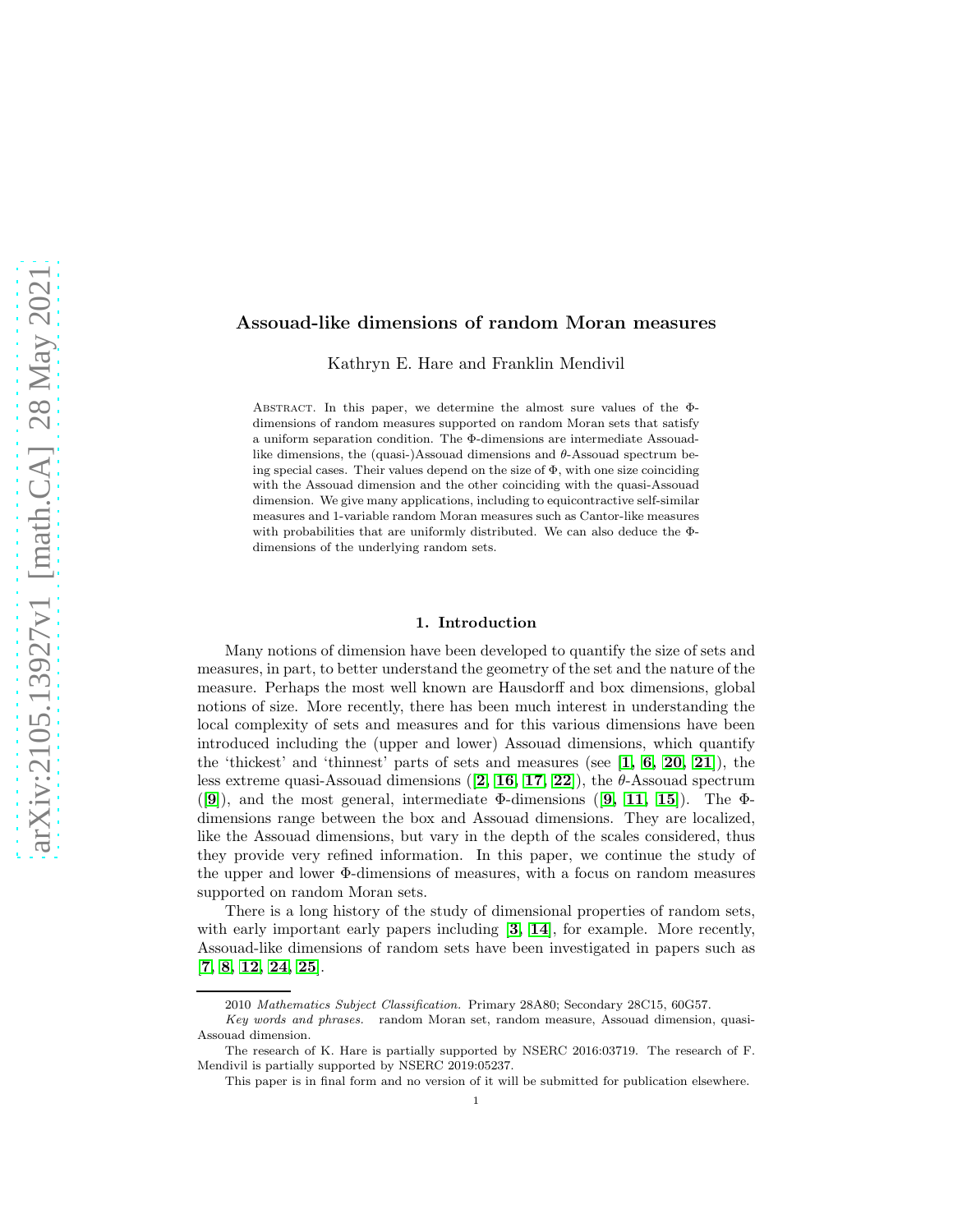# Assouad-like dimensions of random Moran measures

Kathryn E. Hare and Franklin Mendivil

Abstract. In this paper, we determine the almost sure values of the $\Phi$-dimensions of random measures supported on random Moran sets that satisfy a uniform separation condition. The $\Phi$-dimensions are intermediate Assouad-like dimensions, the (quasi-)Assouad dimensions and $\theta$-Assouad spectrum being special cases. Their values depend on the size of $\Phi$, with one size coinciding with the Assouad dimension and the other coinciding with the quasi-Assouad dimension. We give many applications, including to equicontractive self-similar measures and 1-variable random Moran measures such as Cantor-like measures with probabilities that are uniformly distributed. We can also deduce the $\Phi$-dimensions of the underlying random sets.

## 1. Introduction

Many notions of dimension have been developed to quantify the size of sets and measures, in part, to better understand the geometry of the set and the nature of the measure. Perhaps the most well known are Hausdorff and box dimensions, global notions of size. More recently, there has been much interest in understanding the local complexity of sets and measures and for this various dimensions have been introduced including the (upper and lower) Assouad dimensions, which quantify the 'thickest' and 'thinnest' parts of sets and measures (see [1, 6, 20, 21]), the less extreme quasi-Assouad dimensions ([2, 16, 17, 22]), the $\theta$-Assouad spectrum ([9]), and the most general, intermediate $\Phi$-dimensions ([9, 11, 15]). The $\Phi$-dimensions range between the box and Assouad dimensions. They are localized, like the Assouad dimensions, but vary in the depth of the scales considered, thus they provide very refined information. In this paper, we continue the study of the upper and lower $\Phi$-dimensions of measures, with a focus on random measures supported on random Moran sets.

There is a long history of the study of dimensional properties of random sets, with early important early papers including [3, 14], for example. More recently, Assouad-like dimensions of random sets have been investigated in papers such as [7, 8, 12, 24, 25].

2010 *Mathematics Subject Classification.* Primary 28A80; Secondary 28C15, 60G57.

*Key words and phrases.* random Moran set, random measure, Assouad dimension, quasi-Assouad dimension.

The research of K. Hare is partially supported by NSERC 2016:03719. The research of F. Mendivil is partially supported by NSERC 2019:05237.

This paper is in final form and no version of it will be submitted for publication elsewhere.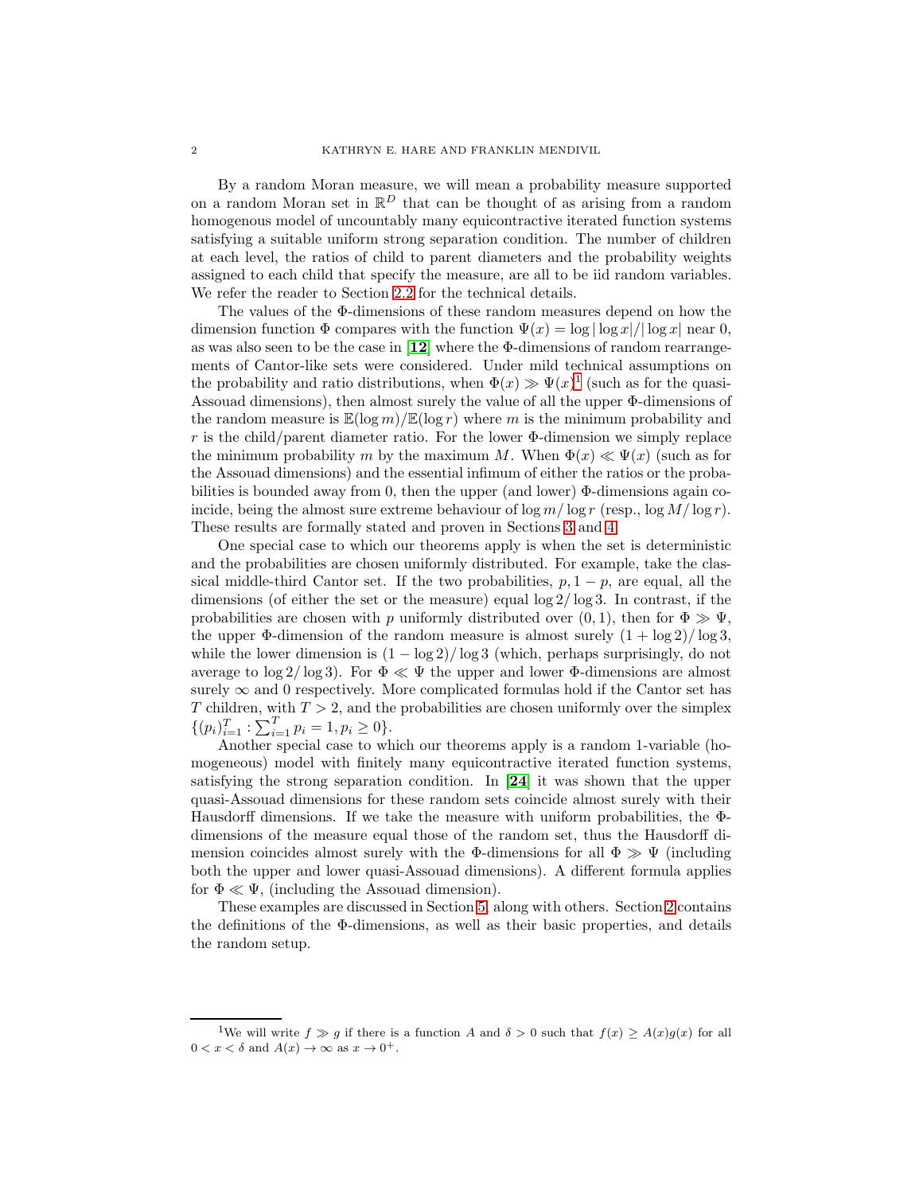By a random Moran measure, we will mean a probability measure supported on a random Moran set in $\mathbb{R}^D$ that can be thought of as arising from a random homogenous model of uncountably many equicontractive iterated function systems satisfying a suitable uniform strong separation condition. The number of children at each level, the ratios of child to parent diameters and the probability weights assigned to each child that specify the measure, are all to be iid random variables. We refer the reader to Section 2.2 for the technical details.

The values of the $\Phi$-dimensions of these random measures depend on how the dimension function $\Phi$ compares with the function $\Psi(x) = \log|\log x|/|\log x|$ near 0, as was also seen to be the case in [12] where the $\Phi$-dimensions of random rearrangements of Cantor-like sets were considered. Under mild technical assumptions on the probability and ratio distributions, when $\Phi(x) \gg \Psi(x)$,[1] (such as for the quasi-Assouad dimensions), then almost surely the value of all the upper $\Phi$-dimensions of the random measure is $\mathbb{E}(\log m)/\mathbb{E}(\log r)$ where $m$ is the minimum probability and $r$ is the child/parent diameter ratio. For the lower $\Phi$-dimension we simply replace the minimum probability $m$ by the maximum $M$. When $\Phi(x) \ll \Psi(x)$ (such as for the Assouad dimensions) and the essential infimum of either the ratios or the probabilities is bounded away from 0, then the upper (and lower) $\Phi$-dimensions again coincide, being the almost sure extreme behaviour of $\log m/\log r$ (resp., $\log M/\log r$). These results are formally stated and proven in Sections 3 and 4.

One special case to which our theorems apply is when the set is deterministic and the probabilities are chosen uniformly distributed. For example, take the classical middle-third Cantor set. If the two probabilities, $p, 1-p$, are equal, all the dimensions (of either the set or the measure) equal $\log 2/\log 3$. In contrast, if the probabilities are chosen with $p$ uniformly distributed over $(0,1)$, then for $\Phi \gg \Psi$, the upper $\Phi$-dimension of the random measure is almost surely $(1+\log 2)/\log 3$, while the lower dimension is $(1-\log 2)/\log 3$ (which, perhaps surprisingly, do not average to $\log 2/\log 3$). For $\Phi \ll \Psi$ the upper and lower $\Phi$-dimensions are almost surely $\infty$ and 0 respectively. More complicated formulas hold if the Cantor set has $T$ children, with $T > 2$, and the probabilities are chosen uniformly over the simplex $\{(p_i)_{i=1}^T : \sum_{i=1}^T p_i = 1, p_i \geq 0\}$.

Another special case to which our theorems apply is a random 1-variable (homogeneous) model with finitely many equicontractive iterated function systems, satisfying the strong separation condition. In [24] it was shown that the upper quasi-Assouad dimensions for these random sets coincide almost surely with their Hausdorff dimensions. If we take the measure with uniform probabilities, the $\Phi$-dimensions of the measure equal those of the random set, thus the Hausdorff dimension coincides almost surely with the $\Phi$-dimensions for all $\Phi \gg \Psi$ (including both the upper and lower quasi-Assouad dimensions). A different formula applies for $\Phi \ll \Psi$, (including the Assouad dimension).

These examples are discussed in Section 5, along with others. Section 2 contains the definitions of the $\Phi$-dimensions, as well as their basic properties, and details the random setup.

[1] We will write $f \gg g$ if there is a function $A$ and $\delta > 0$ such that $f(x) \geq A(x)g(x)$ for all $0 < x < \delta$ and $A(x) \to \infty$ as $x \to 0^+$.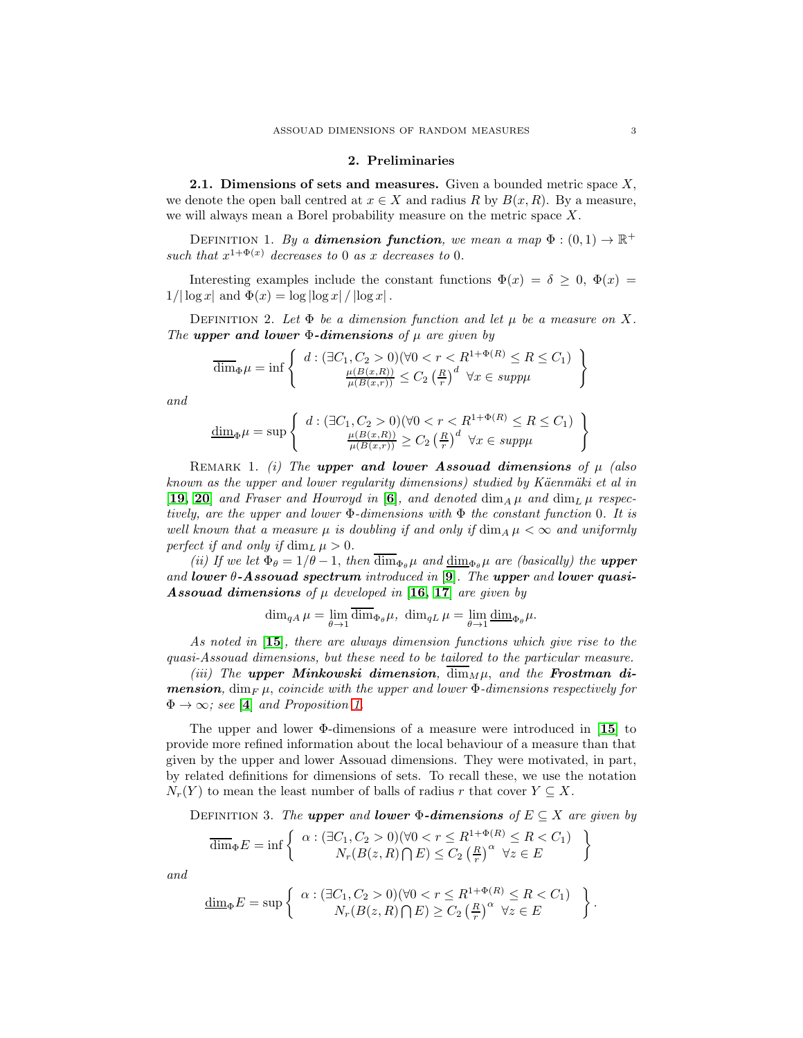## 2. Preliminaries

**2.1. Dimensions of sets and measures.** Given a bounded metric space $X$, we denote the open ball centred at $x \in X$ and radius $R$ by $B(x,R)$. By a measure, we will always mean a Borel probability measure on the metric space $X$.

Definition 1. *By a **dimension function**, we mean a map $\Phi : (0,1) \to \mathbb{R}^+$ such that $x^{1+\Phi(x)}$ decreases to 0 as $x$ decreases to 0.*

Interesting examples include the constant functions $\Phi(x) = \delta \geq 0$, $\Phi(x) = 1/|\log x|$ and $\Phi(x) = \log|\log x| / |\log x|$.

Definition 2. *Let $\Phi$ be a dimension function and let $\mu$ be a measure on $X$. The **upper and lower $\Phi$-dimensions** of $\mu$ are given by*

$$\overline{\dim}_\Phi \mu = \inf \left\{ \begin{array}{c} d : (\exists C_1, C_2 > 0)(\forall 0 < r < R^{1+\Phi(R)} \leq R \leq C_1) \\ \frac{\mu(B(x,R))}{\mu(B(x,r))} \leq C_2 \left(\frac{R}{r}\right)^d \ \forall x \in supp\mu \end{array} \right\}$$

*and*

$$\underline{\dim}_\Phi \mu = \sup \left\{ \begin{array}{c} d : (\exists C_1, C_2 > 0)(\forall 0 < r < R^{1+\Phi(R)} \leq R \leq C_1) \\ \frac{\mu(B(x,R))}{\mu(B(x,r))} \geq C_2 \left(\frac{R}{r}\right)^d \ \forall x \in supp\mu \end{array} \right\}$$

Remark 1. *(i) The **upper and lower Assouad dimensions** of $\mu$ (also known as the upper and lower regularity dimensions) studied by Käenmäki et al in* [**19**, **20**] *and Fraser and Howroyd in* [**6**]*, and denoted $\dim_A \mu$ and $\dim_L \mu$ respectively, are the upper and lower $\Phi$-dimensions with $\Phi$ the constant function 0. It is well known that a measure $\mu$ is doubling if and only if $\dim_A \mu < \infty$ and uniformly perfect if and only if $\dim_L \mu > 0$.*

*(ii) If we let $\Phi_\theta = 1/\theta - 1$, then $\overline{\dim}_{\Phi_\theta} \mu$ and $\underline{\dim}_{\Phi_\theta} \mu$ are (basically) the **upper** and **lower $\theta$-Assouad spectrum** introduced in* [**9**]*. The **upper** and **lower quasi-Assouad dimensions** of $\mu$ developed in* [**16**, **17**] *are given by*

$$\dim_{qA} \mu = \lim_{\theta \to 1} \overline{\dim}_{\Phi_\theta} \mu, \ \dim_{qL} \mu = \lim_{\theta \to 1} \underline{\dim}_{\Phi_\theta} \mu.$$

*As noted in* [**15**]*, there are always dimension functions which give rise to the quasi-Assouad dimensions, but these need to be tailored to the particular measure.*

*(iii) The **upper Minkowski dimension**, $\overline{\dim}_M \mu$, and the **Frostman dimension**, $\dim_F \mu$, coincide with the upper and lower $\Phi$-dimensions respectively for $\Phi \to \infty$; see* [**4**] *and Proposition 1.*

The upper and lower $\Phi$-dimensions of a measure were introduced in [**15**] to provide more refined information about the local behaviour of a measure than that given by the upper and lower Assouad dimensions. They were motivated, in part, by related definitions for dimensions of sets. To recall these, we use the notation $N_r(Y)$ to mean the least number of balls of radius $r$ that cover $Y \subseteq X$.

Definition 3. *The **upper** and **lower $\Phi$-dimensions** of $E \subseteq X$ are given by*

$$\overline{\dim}_\Phi E = \inf \left\{ \begin{array}{c} \alpha : (\exists C_1, C_2 > 0)(\forall 0 < r \leq R^{1+\Phi(R)} \leq R < C_1) \\ N_r(B(z,R) \bigcap E) \leq C_2 \left(\frac{R}{r}\right)^\alpha \ \forall z \in E \end{array} \right\}$$

*and*

$$\underline{\dim}_\Phi E = \sup \left\{ \begin{array}{c} \alpha : (\exists C_1, C_2 > 0)(\forall 0 < r \leq R^{1+\Phi(R)} \leq R < C_1) \\ N_r(B(z,R) \bigcap E) \geq C_2 \left(\frac{R}{r}\right)^\alpha \ \forall z \in E \end{array} \right\}.$$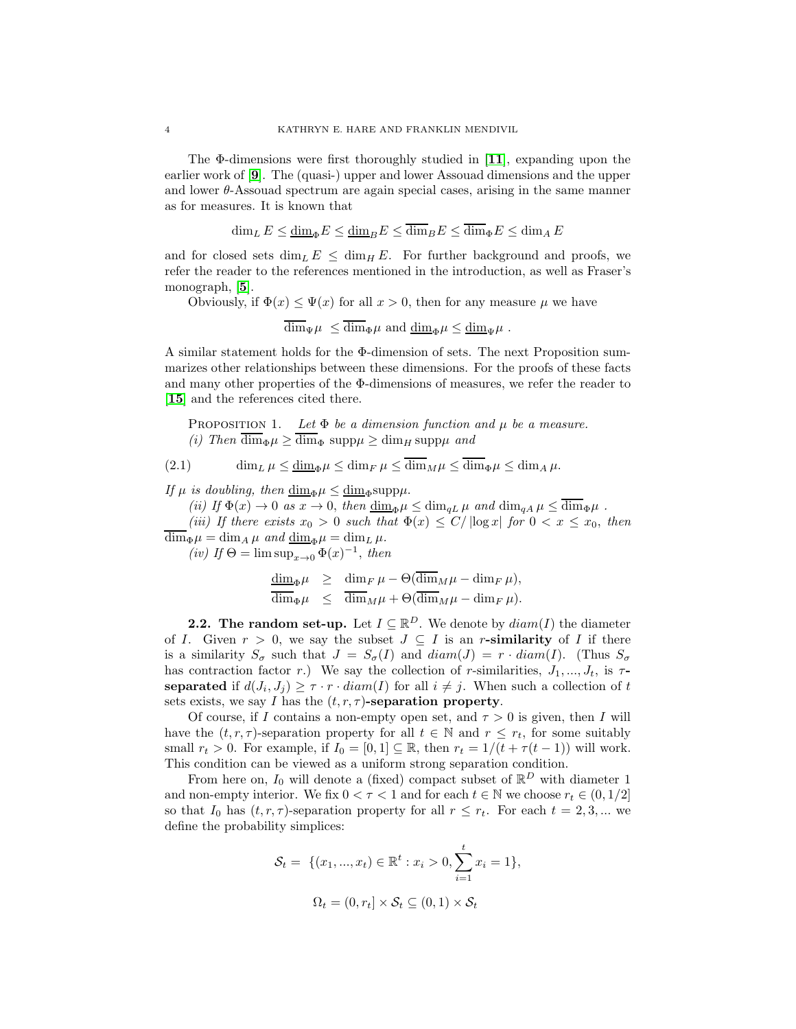The Φ-dimensions were first thoroughly studied in [**11**], expanding upon the earlier work of [**9**]. The (quasi-) upper and lower Assouad dimensions and the upper and lower θ-Assouad spectrum are again special cases, arising in the same manner as for measures. It is known that

$$\dim_L E \leq \underline{\dim}_\Phi E \leq \underline{\dim}_B E \leq \overline{\dim}_B E \leq \overline{\dim}_\Phi E \leq \dim_A E$$

and for closed sets $\dim_L E \leq \dim_H E$. For further background and proofs, we refer the reader to the references mentioned in the introduction, as well as Fraser's monograph, [**5**].

Obviously, if $\Phi(x) \leq \Psi(x)$ for all $x > 0$, then for any measure $\mu$ we have

$$\overline{\dim}_\Psi \mu \leq \overline{\dim}_\Phi \mu \text{ and } \underline{\dim}_\Phi \mu \leq \underline{\dim}_\Psi \mu .$$

A similar statement holds for the Φ-dimension of sets. The next Proposition summarizes other relationships between these dimensions. For the proofs of these facts and many other properties of the Φ-dimensions of measures, we refer the reader to [**15**] and the references cited there.

Proposition 1. *Let* $\Phi$ *be a dimension function and* $\mu$ *be a measure.*
*(i) Then* $\overline{\dim}_\Phi \mu \geq \overline{\dim}_\Phi \operatorname{supp}\mu \geq \dim_H \operatorname{supp}\mu$ *and*

$$\dim_L \mu \leq \underline{\dim}_\Phi \mu \leq \dim_F \mu \leq \overline{\dim}_M \mu \leq \overline{\dim}_\Phi \mu \leq \dim_A \mu. \tag{2.1}$$

*If* $\mu$ *is doubling, then* $\underline{\dim}_\Phi \mu \leq \underline{\dim}_\Phi \operatorname{supp}\mu$.
*(ii) If* $\Phi(x) \to 0$ *as* $x \to 0$*, then* $\underline{\dim}_\Phi \mu \leq \dim_{qL} \mu$ *and* $\dim_{qA} \mu \leq \overline{\dim}_\Phi \mu$ *.*
*(iii) If there exists* $x_0 > 0$ *such that* $\Phi(x) \leq C/|\log x|$ *for* $0 < x \leq x_0$*, then* $\overline{\dim}_\Phi \mu = \dim_A \mu$ *and* $\underline{\dim}_\Phi \mu = \dim_L \mu$*.*
*(iv) If* $\Theta = \limsup_{x\to 0} \Phi(x)^{-1}$*, then*

$$\begin{aligned}
\underline{\dim}_\Phi \mu &\geq \dim_F \mu - \Theta(\overline{\dim}_M \mu - \dim_F \mu), \\
\overline{\dim}_\Phi \mu &\leq \overline{\dim}_M \mu + \Theta(\overline{\dim}_M \mu - \dim_F \mu).
\end{aligned}$$

### 2.2. The random set-up.

Let $I \subseteq \mathbb{R}^D$. We denote by $diam(I)$ the diameter of $I$. Given $r > 0$, we say the subset $J \subseteq I$ is an $r$**-similarity** of $I$ if there is a similarity $S_\sigma$ such that $J = S_\sigma(I)$ and $diam(J) = r \cdot diam(I)$. (Thus $S_\sigma$ has contraction factor $r$.) We say the collection of $r$-similarities, $J_1, ..., J_t$, is $\tau$**-separated** if $d(J_i, J_j) \geq \tau \cdot r \cdot diam(I)$ for all $i \neq j$. When such a collection of $t$ sets exists, we say $I$ has the $(t, r, \tau)$**-separation property**.

Of course, if $I$ contains a non-empty open set, and $\tau > 0$ is given, then $I$ will have the $(t, r, \tau)$-separation property for all $t \in \mathbb{N}$ and $r \leq r_t$, for some suitably small $r_t > 0$. For example, if $I_0 = [0, 1] \subseteq \mathbb{R}$, then $r_t = 1/(t + \tau(t-1))$ will work. This condition can be viewed as a uniform strong separation condition.

From here on, $I_0$ will denote a (fixed) compact subset of $\mathbb{R}^D$ with diameter 1 and non-empty interior. We fix $0 < \tau < 1$ and for each $t \in \mathbb{N}$ we choose $r_t \in (0, 1/2]$ so that $I_0$ has $(t, r, \tau)$-separation property for all $r \leq r_t$. For each $t = 2, 3, ...$ we define the probability simplices:

$$\mathcal{S}_t = \{(x_1, ..., x_t) \in \mathbb{R}^t : x_i > 0, \sum_{i=1}^t x_i = 1\},$$

$$\Omega_t = (0, r_t] \times \mathcal{S}_t \subseteq (0, 1) \times \mathcal{S}_t$$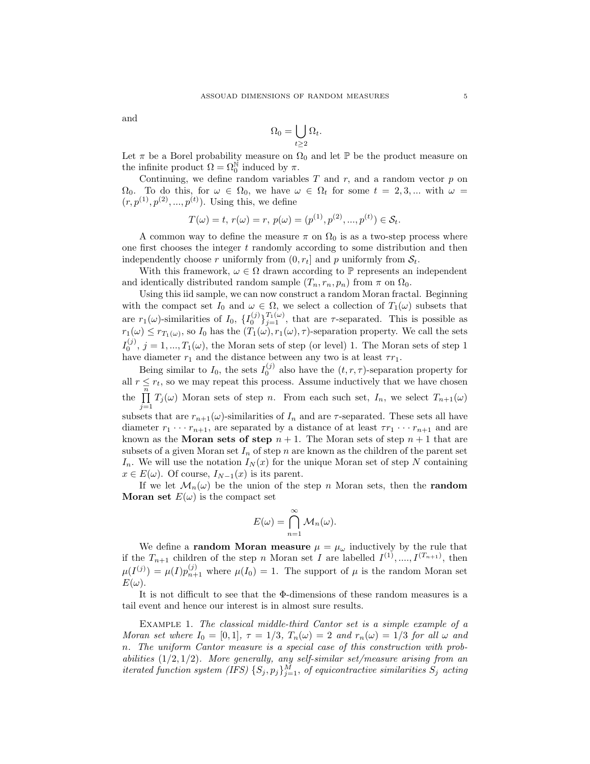and

$$\Omega_0 = \bigcup_{t \geq 2} \Omega_t.$$

Let $\pi$ be a Borel probability measure on $\Omega_0$ and let $\mathbb{P}$ be the product measure on the infinite product $\Omega = \Omega_0^{\mathbb{N}}$ induced by $\pi$.

Continuing, we define random variables $T$ and $r$, and a random vector $p$ on $\Omega_0$. To do this, for $\omega \in \Omega_0$, we have $\omega \in \Omega_t$ for some $t = 2, 3, \ldots$ with $\omega = (r, p^{(1)}, p^{(2)}, \ldots, p^{(t)})$. Using this, we define

$$T(\omega) = t,\ r(\omega) = r,\ p(\omega) = (p^{(1)}, p^{(2)}, \ldots, p^{(t)}) \in \mathcal{S}_t.$$

A common way to define the measure $\pi$ on $\Omega_0$ is as a two-step process where one first chooses the integer $t$ randomly according to some distribution and then independently choose $r$ uniformly from $(0, r_t]$ and $p$ uniformly from $\mathcal{S}_t$.

With this framework, $\omega \in \Omega$ drawn according to $\mathbb{P}$ represents an independent and identically distributed random sample $(T_n, r_n, p_n)$ from $\pi$ on $\Omega_0$.

Using this iid sample, we can now construct a random Moran fractal. Beginning with the compact set $I_0$ and $\omega \in \Omega$, we select a collection of $T_1(\omega)$ subsets that are $r_1(\omega)$-similarities of $I_0$, $\{I_0^{(j)}\}_{j=1}^{T_1(\omega)}$, that are $\tau$-separated. This is possible as $r_1(\omega) \leq r_{T_1(\omega)}$, so $I_0$ has the $(T_1(\omega), r_1(\omega), \tau)$-separation property. We call the sets $I_0^{(j)}$, $j = 1, \ldots, T_1(\omega)$, the Moran sets of step (or level) 1. The Moran sets of step 1 have diameter $r_1$ and the distance between any two is at least $\tau r_1$.

Being similar to $I_0$, the sets $I_0^{(j)}$ also have the $(t, r, \tau)$-separation property for all $r \leq r_t$, so we may repeat this process. Assume inductively that we have chosen the $\prod_{j=1}^{n} T_j(\omega)$ Moran sets of step $n$. From each such set, $I_n$, we select $T_{n+1}(\omega)$ subsets that are $r_{n+1}(\omega)$-similarities of $I_n$ and are $\tau$-separated. These sets all have diameter $r_1 \cdots r_{n+1}$, are separated by a distance of at least $\tau r_1 \cdots r_{n+1}$ and are known as the **Moran sets of step** $n+1$. The Moran sets of step $n+1$ that are subsets of a given Moran set $I_n$ of step $n$ are known as the children of the parent set $I_n$. We will use the notation $I_N(x)$ for the unique Moran set of step $N$ containing $x \in E(\omega)$. Of course, $I_{N-1}(x)$ is its parent.

If we let $\mathcal{M}_n(\omega)$ be the union of the step $n$ Moran sets, then the **random Moran set** $E(\omega)$ is the compact set

$$E(\omega) = \bigcap_{n=1}^{\infty} \mathcal{M}_n(\omega).$$

We define a **random Moran measure** $\mu = \mu_\omega$ inductively by the rule that if the $T_{n+1}$ children of the step $n$ Moran set $I$ are labelled $I^{(1)}, \ldots, I^{(T_{n+1})}$, then $\mu(I^{(j)}) = \mu(I) p_{n+1}^{(j)}$ where $\mu(I_0) = 1$. The support of $\mu$ is the random Moran set $E(\omega)$.

It is not difficult to see that the $\Phi$-dimensions of these random measures is a tail event and hence our interest is in almost sure results.

Example 1. *The classical middle-third Cantor set is a simple example of a Moran set where $I_0 = [0, 1]$, $\tau = 1/3$, $T_n(\omega) = 2$ and $r_n(\omega) = 1/3$ for all $\omega$ and $n$. The uniform Cantor measure is a special case of this construction with probabilities $(1/2, 1/2)$. More generally, any self-similar set/measure arising from an iterated function system (IFS) $\{S_j, p_j\}_{j=1}^{M}$, of equicontractive similarities $S_j$ acting*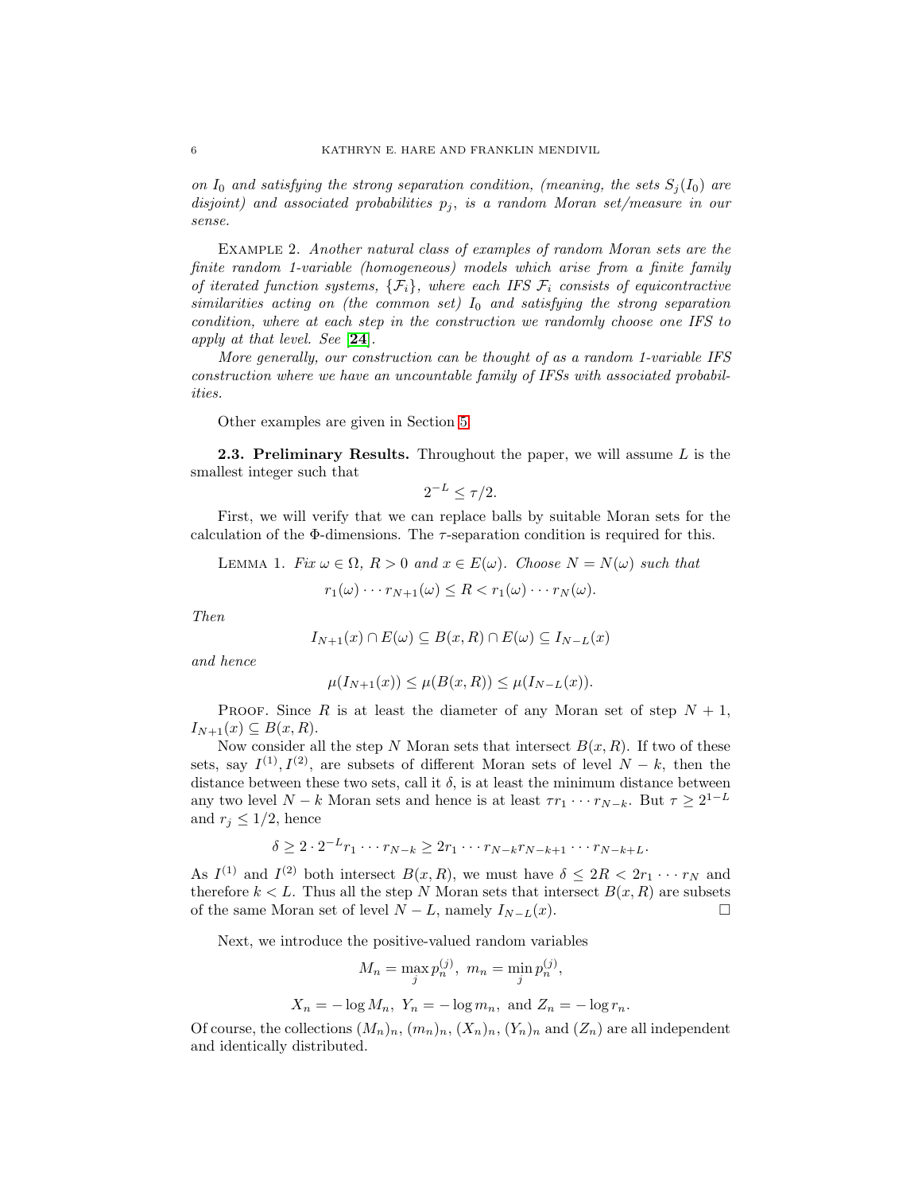*on $I_0$ and satisfying the strong separation condition, (meaning, the sets $S_j(I_0)$ are disjoint) and associated probabilities $p_j$, is a random Moran set/measure in our sense.*

Example 2. *Another natural class of examples of random Moran sets are the finite random 1-variable (homogeneous) models which arise from a finite family of iterated function systems, $\{\mathcal{F}_i\}$, where each IFS $\mathcal{F}_i$ consists of equicontractive similarities acting on (the common set) $I_0$ and satisfying the strong separation condition, where at each step in the construction we randomly choose one IFS to apply at that level. See* [**24**].

*More generally, our construction can be thought of as a random 1-variable IFS construction where we have an uncountable family of IFSs with associated probabilities.*

Other examples are given in Section 5.

**2.3. Preliminary Results.** Throughout the paper, we will assume $L$ is the smallest integer such that

$$2^{-L} \leq \tau/2.$$

First, we will verify that we can replace balls by suitable Moran sets for the calculation of the Φ-dimensions. The $\tau$-separation condition is required for this.

Lemma 1. *Fix $\omega \in \Omega$, $R > 0$ and $x \in E(\omega)$. Choose $N = N(\omega)$ such that*

$$r_1(\omega) \cdots r_{N+1}(\omega) \leq R < r_1(\omega) \cdots r_N(\omega).$$

*Then*

$$I_{N+1}(x) \cap E(\omega) \subseteq B(x, R) \cap E(\omega) \subseteq I_{N-L}(x)$$

*and hence*

$$\mu(I_{N+1}(x)) \leq \mu(B(x, R)) \leq \mu(I_{N-L}(x)).$$

Proof. Since $R$ is at least the diameter of any Moran set of step $N+1$, $I_{N+1}(x) \subseteq B(x, R)$.

Now consider all the step $N$ Moran sets that intersect $B(x, R)$. If two of these sets, say $I^{(1)}, I^{(2)}$, are subsets of different Moran sets of level $N - k$, then the distance between these two sets, call it $\delta$, is at least the minimum distance between any two level $N - k$ Moran sets and hence is at least $\tau r_1 \cdots r_{N-k}$. But $\tau \geq 2^{1-L}$ and $r_j \leq 1/2$, hence

$$\delta \geq 2 \cdot 2^{-L} r_1 \cdots r_{N-k} \geq 2 r_1 \cdots r_{N-k} r_{N-k+1} \cdots r_{N-k+L}.$$

As $I^{(1)}$ and $I^{(2)}$ both intersect $B(x, R)$, we must have $\delta \leq 2R < 2 r_1 \cdots r_N$ and therefore $k < L$. Thus all the step $N$ Moran sets that intersect $B(x, R)$ are subsets of the same Moran set of level $N - L$, namely $I_{N-L}(x)$. □

Next, we introduce the positive-valued random variables

$$M_n = \max_j p_n^{(j)}, \ m_n = \min_j p_n^{(j)},$$

$$X_n = -\log M_n, \ Y_n = -\log m_n, \text{ and } Z_n = -\log r_n.$$

Of course, the collections $(M_n)_n$, $(m_n)_n$, $(X_n)_n$, $(Y_n)_n$ and $(Z_n)$ are all independent and identically distributed.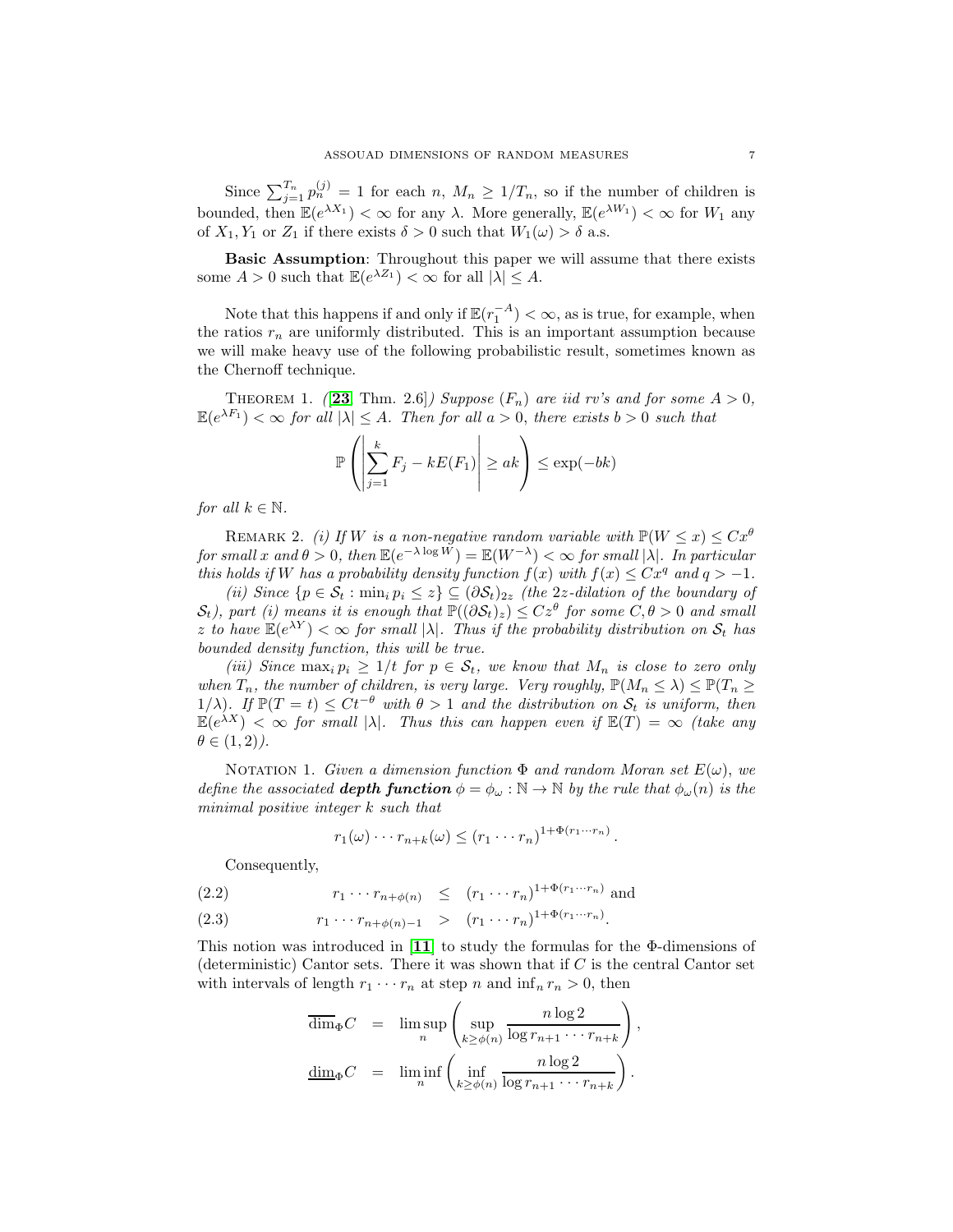Since $\sum_{j=1}^{T_n} p_n^{(j)} = 1$ for each $n$, $M_n \geq 1/T_n$, so if the number of children is bounded, then $\mathbb{E}(e^{\lambda X_1}) < \infty$ for any $\lambda$. More generally, $\mathbb{E}(e^{\lambda W_1}) < \infty$ for $W_1$ any of $X_1, Y_1$ or $Z_1$ if there exists $\delta > 0$ such that $W_1(\omega) > \delta$ a.s.

**Basic Assumption**: Throughout this paper we will assume that there exists some $A > 0$ such that $\mathbb{E}(e^{\lambda Z_1}) < \infty$ for all $|\lambda| \leq A$.

Note that this happens if and only if $\mathbb{E}(r_1^{-A}) < \infty$, as is true, for example, when the ratios $r_n$ are uniformly distributed. This is an important assumption because we will make heavy use of the following probabilistic result, sometimes known as the Chernoff technique.

THEOREM 1. *([**23**] Thm. 2.6]) Suppose $(F_n)$ are iid rv's and for some $A > 0$, $\mathbb{E}(e^{\lambda F_1}) < \infty$ for all $|\lambda| \leq A$. Then for all $a > 0$, there exists $b > 0$ such that*

$$\mathbb{P}\left( \left| \sum_{j=1}^{k} F_j - kE(F_1) \right| \geq ak \right) \leq \exp(-bk)$$

*for all $k \in \mathbb{N}$.*

REMARK 2. *(i) If $W$ is a non-negative random variable with $\mathbb{P}(W \leq x) \leq Cx^\theta$ for small $x$ and $\theta > 0$, then $\mathbb{E}(e^{-\lambda \log W}) = \mathbb{E}(W^{-\lambda}) < \infty$ for small $|\lambda|$. In particular this holds if $W$ has a probability density function $f(x)$ with $f(x) \leq Cx^q$ and $q > -1$.*

*(ii) Since $\{p \in \mathcal{S}_t : \min_i p_i \leq z\} \subseteq (\partial \mathcal{S}_t)_{2z}$ (the $2z$-dilation of the boundary of $\mathcal{S}_t$), part (i) means it is enough that $\mathbb{P}((\partial \mathcal{S}_t)_z) \leq Cz^\theta$ for some $C, \theta > 0$ and small $z$ to have $\mathbb{E}(e^{\lambda Y}) < \infty$ for small $|\lambda|$. Thus if the probability distribution on $\mathcal{S}_t$ has bounded density function, this will be true.*

*(iii) Since $\max_i p_i \geq 1/t$ for $p \in \mathcal{S}_t$, we know that $M_n$ is close to zero only when $T_n$, the number of children, is very large. Very roughly, $\mathbb{P}(M_n \leq \lambda) \leq \mathbb{P}(T_n \geq 1/\lambda)$. If $\mathbb{P}(T = t) \leq Ct^{-\theta}$ with $\theta > 1$ and the distribution on $\mathcal{S}_t$ is uniform, then $\mathbb{E}(e^{\lambda X}) < \infty$ for small $|\lambda|$. Thus this can happen even if $\mathbb{E}(T) = \infty$ (take any $\theta \in (1, 2)$).*

NOTATION 1. *Given a dimension function $\Phi$ and random Moran set $E(\omega)$, we define the associated **depth function** $\phi = \phi_\omega : \mathbb{N} \to \mathbb{N}$ by the rule that $\phi_\omega(n)$ is the minimal positive integer $k$ such that*

$$r_1(\omega) \cdots r_{n+k}(\omega) \leq (r_1 \cdots r_n)^{1+\Phi(r_1 \cdots r_n)}.$$

Consequently,

$$r_1 \cdots r_{n+\phi(n)} \leq (r_1 \cdots r_n)^{1+\Phi(r_1 \cdots r_n)} \text{ and} \tag{2.2}$$

$$r_1 \cdots r_{n+\phi(n)-1} > (r_1 \cdots r_n)^{1+\Phi(r_1 \cdots r_n)}. \tag{2.3}$$

This notion was introduced in [**11**] to study the formulas for the $\Phi$-dimensions of (deterministic) Cantor sets. There it was shown that if $C$ is the central Cantor set with intervals of length $r_1 \cdots r_n$ at step $n$ and $\inf_n r_n > 0$, then

$$\overline{\dim}_\Phi C = \limsup_n \left( \sup_{k \geq \phi(n)} \frac{n \log 2}{\log r_{n+1} \cdots r_{n+k}} \right),$$

$$\underline{\dim}_\Phi C = \liminf_n \left( \inf_{k \geq \phi(n)} \frac{n \log 2}{\log r_{n+1} \cdots r_{n+k}} \right).$$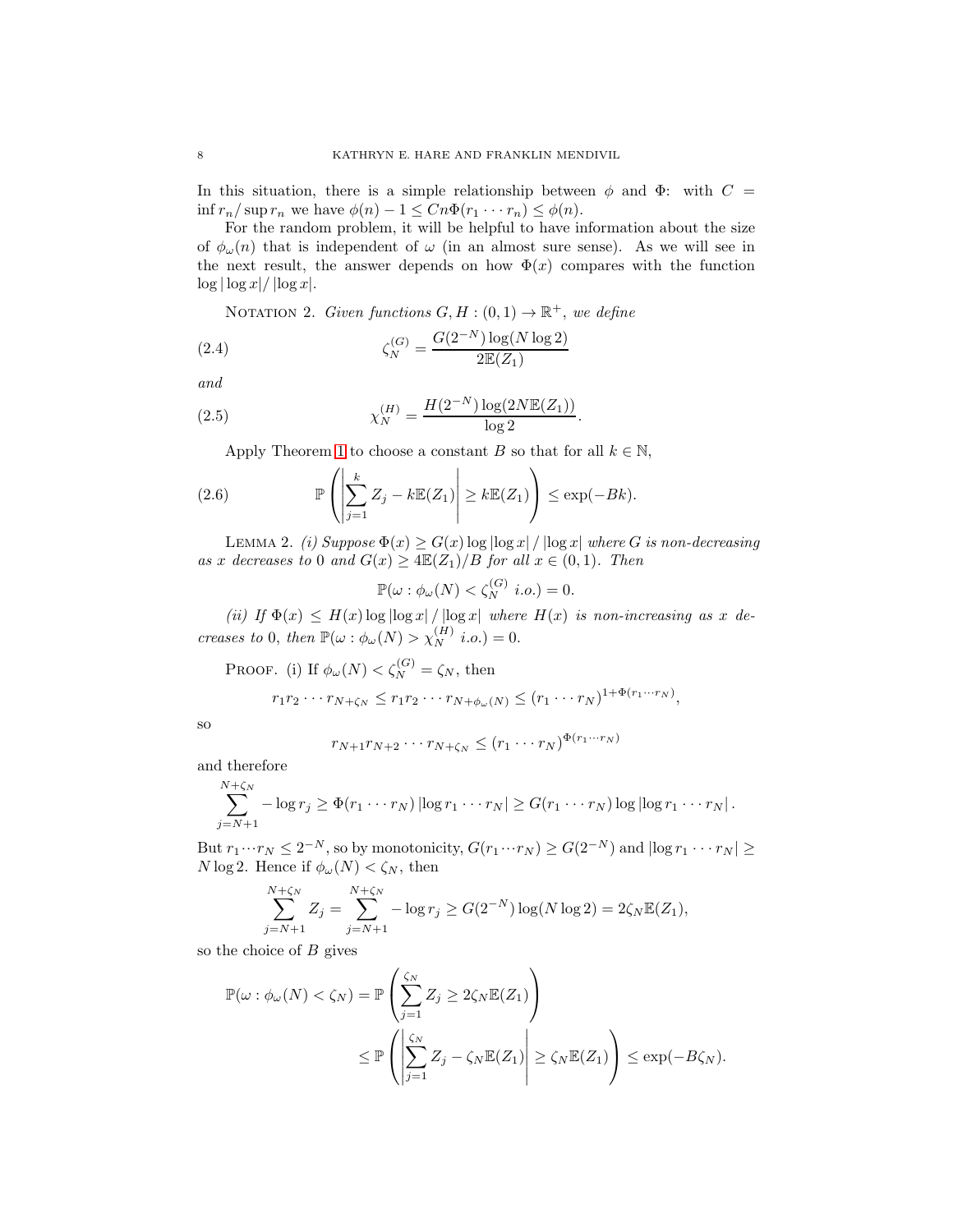In this situation, there is a simple relationship between $\phi$ and $\Phi$: with $C = \inf r_n / \sup r_n$ we have $\phi(n) - 1 \le Cn\Phi(r_1 \cdots r_n) \le \phi(n)$.

For the random problem, it will be helpful to have information about the size of $\phi_\omega(n)$ that is independent of $\omega$ (in an almost sure sense). As we will see in the next result, the answer depends on how $\Phi(x)$ compares with the function $\log|\log x|/|\log x|$.

NOTATION 2. *Given functions $G, H : (0,1) \to \mathbb{R}^+$, we define*

$$\zeta_N^{(G)} = \frac{G(2^{-N})\log(N\log 2)}{2\mathbb{E}(Z_1)} \tag{2.4}$$

*and*

$$\chi_N^{(H)} = \frac{H(2^{-N})\log(2N\mathbb{E}(Z_1))}{\log 2}. \tag{2.5}$$

Apply Theorem 1 to choose a constant $B$ so that for all $k \in \mathbb{N}$,

$$\mathbb{P}\left(\left|\sum_{j=1}^{k} Z_j - k\mathbb{E}(Z_1)\right| \ge k\mathbb{E}(Z_1)\right) \le \exp(-Bk). \tag{2.6}$$

LEMMA 2. *(i) Suppose $\Phi(x) \ge G(x)\log|\log x| / |\log x|$ where $G$ is non-decreasing as $x$ decreases to $0$ and $G(x) \ge 4\mathbb{E}(Z_1)/B$ for all $x \in (0,1)$. Then*

$$\mathbb{P}(\omega : \phi_\omega(N) < \zeta_N^{(G)} \text{ i.o.}) = 0.$$

*(ii) If $\Phi(x) \le H(x)\log|\log x| / |\log x|$ where $H(x)$ is non-increasing as $x$ decreases to $0$, then $\mathbb{P}(\omega : \phi_\omega(N) > \chi_N^{(H)} \text{ i.o.}) = 0$.*

PROOF. (i) If $\phi_\omega(N) < \zeta_N^{(G)} = \zeta_N$, then

$$r_1 r_2 \cdots r_{N+\zeta_N} \le r_1 r_2 \cdots r_{N+\phi_\omega(N)} \le (r_1 \cdots r_N)^{1+\Phi(r_1\cdots r_N)},$$

so

$$r_{N+1} r_{N+2} \cdots r_{N+\zeta_N} \le (r_1 \cdots r_N)^{\Phi(r_1\cdots r_N)}$$

and therefore

$$\sum_{j=N+1}^{N+\zeta_N} -\log r_j \ge \Phi(r_1 \cdots r_N)\left|\log r_1 \cdots r_N\right| \ge G(r_1 \cdots r_N)\log\left|\log r_1 \cdots r_N\right|.$$

But $r_1 \cdots r_N \le 2^{-N}$, so by monotonicity, $G(r_1 \cdots r_N) \ge G(2^{-N})$ and $|\log r_1 \cdots r_N| \ge N\log 2$. Hence if $\phi_\omega(N) < \zeta_N$, then

$$\sum_{j=N+1}^{N+\zeta_N} Z_j = \sum_{j=N+1}^{N+\zeta_N} -\log r_j \ge G(2^{-N})\log(N\log 2) = 2\zeta_N\mathbb{E}(Z_1),$$

so the choice of $B$ gives

$$\begin{aligned}
\mathbb{P}(\omega : \phi_\omega(N) < \zeta_N) &= \mathbb{P}\left(\sum_{j=1}^{\zeta_N} Z_j \ge 2\zeta_N\mathbb{E}(Z_1)\right) \\
&\le \mathbb{P}\left(\left|\sum_{j=1}^{\zeta_N} Z_j - \zeta_N\mathbb{E}(Z_1)\right| \ge \zeta_N\mathbb{E}(Z_1)\right) \le \exp(-B\zeta_N).
\end{aligned}$$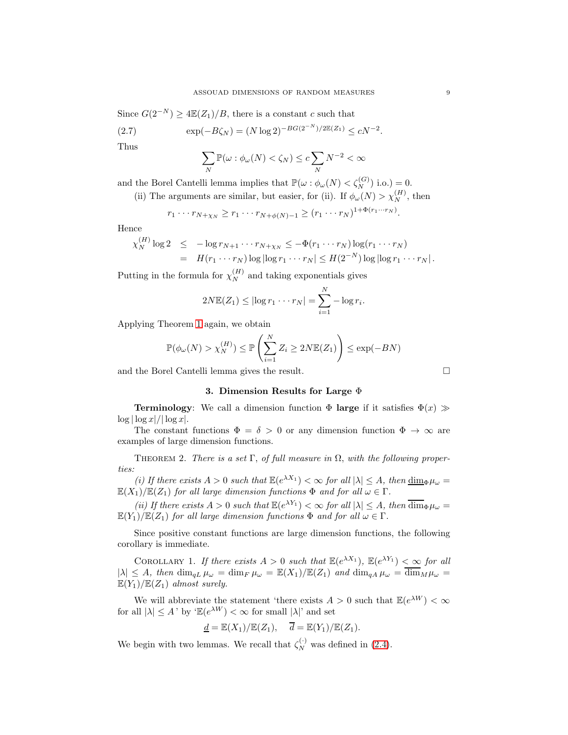Since $G(2^{-N}) \geq 4\mathbb{E}(Z_1)/B$, there is a constant $c$ such that

$$\exp(-B\zeta_N) = (N\log 2)^{-BG(2^{-N})/2\mathbb{E}(Z_1)} \leq cN^{-2}. \tag{2.7}$$

Thus

$$\sum_N \mathbb{P}(\omega : \phi_\omega(N) < \zeta_N) \leq c\sum_N N^{-2} < \infty$$

and the Borel Cantelli lemma implies that $\mathbb{P}(\omega : \phi_\omega(N) < \zeta_N^{(G)} \text{ i.o.}) = 0$.

(ii) The arguments are similar, but easier, for (ii). If $\phi_\omega(N) > \chi_N^{(H)}$, then

$$r_1 \cdots r_{N+\chi_N} \geq r_1 \cdots r_{N+\phi(N)-1} \geq (r_1 \cdots r_N)^{1+\Phi(r_1\cdots r_N)}.$$

Hence

$$\begin{aligned}
\chi_N^{(H)} \log 2 &\leq -\log r_{N+1} \cdots r_{N+\chi_N} \leq -\Phi(r_1 \cdots r_N)\log(r_1 \cdots r_N) \\
&= H(r_1 \cdots r_N)\log|\log r_1 \cdots r_N| \leq H(2^{-N})\log|\log r_1 \cdots r_N|.
\end{aligned}$$

Putting in the formula for $\chi_N^{(H)}$ and taking exponentials gives

$$2N\mathbb{E}(Z_1) \leq |\log r_1 \cdots r_N| = \sum_{i=1}^{N} -\log r_i.$$

Applying Theorem 1 again, we obtain

$$\mathbb{P}(\phi_\omega(N) > \chi_N^{(H)}) \leq \mathbb{P}\left(\sum_{i=1}^{N} Z_i \geq 2N\mathbb{E}(Z_1)\right) \leq \exp(-BN)$$

and the Borel Cantelli lemma gives the result. □

## 3. Dimension Results for Large $\Phi$

**Terminology**: We call a dimension function $\Phi$ **large** if it satisfies $\Phi(x) \gg \log|\log x|/|\log x|$.

The constant functions $\Phi = \delta > 0$ or any dimension function $\Phi \to \infty$ are examples of large dimension functions.

Theorem 2. *There is a set $\Gamma$, of full measure in $\Omega$, with the following properties:*

*(i) If there exists $A > 0$ such that $\mathbb{E}(e^{\lambda X_1}) < \infty$ for all $|\lambda| \leq A$, then $\underline{\dim}_\Phi \mu_\omega = \mathbb{E}(X_1)/\mathbb{E}(Z_1)$ for all large dimension functions $\Phi$ and for all $\omega \in \Gamma$.*

*(ii) If there exists $A > 0$ such that $\mathbb{E}(e^{\lambda Y_1}) < \infty$ for all $|\lambda| \leq A$, then $\overline{\dim}_\Phi \mu_\omega = \mathbb{E}(Y_1)/\mathbb{E}(Z_1)$ for all large dimension functions $\Phi$ and for all $\omega \in \Gamma$.*

Since positive constant functions are large dimension functions, the following corollary is immediate.

Corollary 1. *If there exists $A > 0$ such that $\mathbb{E}(e^{\lambda X_1})$, $\mathbb{E}(e^{\lambda Y_1}) < \infty$ for all $|\lambda| \leq A$, then $\dim_{qL} \mu_\omega = \dim_F \mu_\omega = \mathbb{E}(X_1)/\mathbb{E}(Z_1)$ and $\dim_{qA} \mu_\omega = \overline{\dim}_M \mu_\omega = \mathbb{E}(Y_1)/\mathbb{E}(Z_1)$ almost surely.*

We will abbreviate the statement 'there exists $A > 0$ such that $\mathbb{E}(e^{\lambda W}) < \infty$ for all $|\lambda| \leq A$' by '$\mathbb{E}(e^{\lambda W}) < \infty$ for small $|\lambda|$' and set

$$\underline{d} = \mathbb{E}(X_1)/\mathbb{E}(Z_1), \quad \overline{d} = \mathbb{E}(Y_1)/\mathbb{E}(Z_1).$$

We begin with two lemmas. We recall that $\zeta_N^{(\cdot)}$ was defined in (2.4).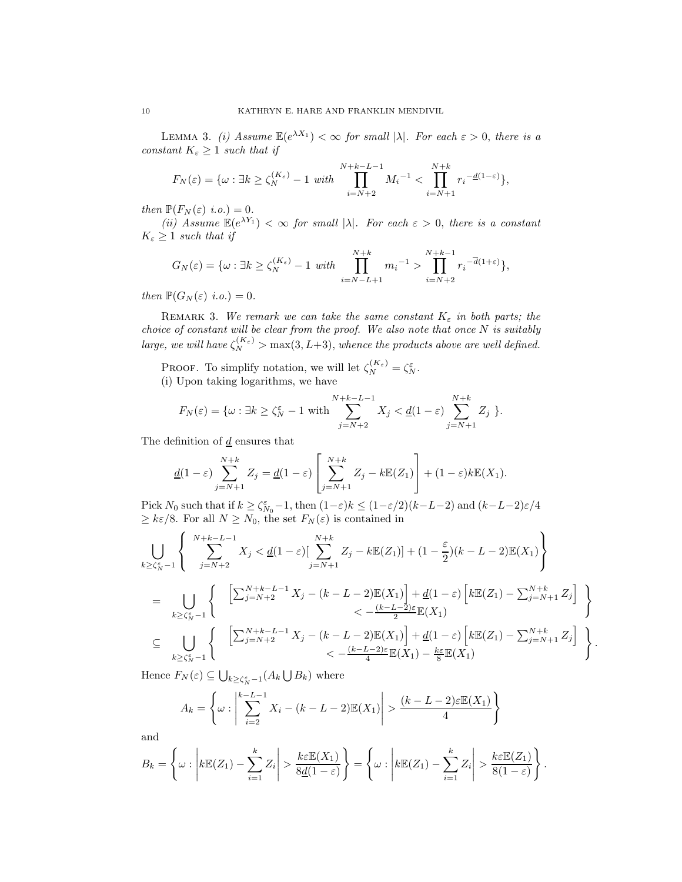LEMMA 3. *(i) Assume $\mathbb{E}(e^{\lambda X_1}) < \infty$ for small $|\lambda|$. For each $\varepsilon > 0$, there is a constant $K_\varepsilon \geq 1$ such that if*

$$F_N(\varepsilon) = \{\omega : \exists k \geq \zeta_N^{(K_\varepsilon)} - 1 \text{ with } \prod_{i=N+2}^{N+k-L-1} M_i{}^{-1} < \prod_{i=N+1}^{N+k} r_i{}^{-\underline{d}(1-\varepsilon)}\},$$

*then $\mathbb{P}(F_N(\varepsilon)$ i.o.$) = 0$.*

*(ii) Assume $\mathbb{E}(e^{\lambda Y_1}) < \infty$ for small $|\lambda|$. For each $\varepsilon > 0$, there is a constant $K_\varepsilon \geq 1$ such that if*

$$G_N(\varepsilon) = \{\omega : \exists k \geq \zeta_N^{(K_\varepsilon)} - 1 \text{ with } \prod_{i=N-L+1}^{N+k} m_i{}^{-1} > \prod_{i=N+2}^{N+k-1} r_i{}^{-\overline{d}(1+\varepsilon)}\},$$

*then $\mathbb{P}(G_N(\varepsilon)$ i.o.$) = 0$.*

REMARK 3. *We remark we can take the same constant $K_\varepsilon$ in both parts; the choice of constant will be clear from the proof. We also note that once $N$ is suitably large, we will have $\zeta_N^{(K_\varepsilon)} > \max(3, L+3)$, whence the products above are well defined.*

PROOF. To simplify notation, we will let $\zeta_N^{(K_\varepsilon)} = \zeta_N^\varepsilon$.

(i) Upon taking logarithms, we have

$$F_N(\varepsilon) = \{\omega : \exists k \geq \zeta_N^\varepsilon - 1 \text{ with } \sum_{j=N+2}^{N+k-L-1} X_j < \underline{d}(1-\varepsilon) \sum_{j=N+1}^{N+k} Z_j \ \}.$$

The definition of $\underline{d}$ ensures that

$$\underline{d}(1-\varepsilon) \sum_{j=N+1}^{N+k} Z_j = \underline{d}(1-\varepsilon) \left[ \sum_{j=N+1}^{N+k} Z_j - k\mathbb{E}(Z_1) \right] + (1-\varepsilon)k\mathbb{E}(X_1).$$

Pick $N_0$ such that if $k \geq \zeta_{N_0}^\varepsilon - 1$, then $(1-\varepsilon)k \leq (1-\varepsilon/2)(k-L-2)$ and $(k-L-2)\varepsilon/4 \geq k\varepsilon/8$. For all $N \geq N_0$, the set $F_N(\varepsilon)$ is contained in

$$\bigcup_{k \geq \zeta_N^\varepsilon - 1} \left\{ \sum_{j=N+2}^{N+k-L-1} X_j < \underline{d}(1-\varepsilon)[\sum_{j=N+1}^{N+k} Z_j - k\mathbb{E}(Z_1)] + (1-\frac{\varepsilon}{2})(k-L-2)\mathbb{E}(X_1) \right\}$$

$$= \bigcup_{k \geq \zeta_N^\varepsilon - 1} \left\{ \begin{array}{c} \left[\sum_{j=N+2}^{N+k-L-1} X_j - (k-L-2)\mathbb{E}(X_1)\right] + \underline{d}(1-\varepsilon)\left[k\mathbb{E}(Z_1) - \sum_{j=N+1}^{N+k} Z_j\right] \\ < -\frac{(k-L-2)\varepsilon}{2}\mathbb{E}(X_1) \end{array} \right\}$$

$$\subseteq \bigcup_{k \geq \zeta_N^\varepsilon - 1} \left\{ \begin{array}{c} \left[\sum_{j=N+2}^{N+k-L-1} X_j - (k-L-2)\mathbb{E}(X_1)\right] + \underline{d}(1-\varepsilon)\left[k\mathbb{E}(Z_1) - \sum_{j=N+1}^{N+k} Z_j\right] \\ < -\frac{(k-L-2)\varepsilon}{4}\mathbb{E}(X_1) - \frac{k\varepsilon}{8}\mathbb{E}(X_1) \end{array} \right\}.$$

Hence $F_N(\varepsilon) \subseteq \bigcup_{k \geq \zeta_N^\varepsilon - 1}(A_k \bigcup B_k)$ where

$$A_k = \left\{ \omega : \left| \sum_{i=2}^{k-L-1} X_i - (k-L-2)\mathbb{E}(X_1) \right| > \frac{(k-L-2)\varepsilon\mathbb{E}(X_1)}{4} \right\}$$

and

$$B_k = \left\{ \omega : \left| k\mathbb{E}(Z_1) - \sum_{i=1}^{k} Z_i \right| > \frac{k\varepsilon\mathbb{E}(X_1)}{8\underline{d}(1-\varepsilon)} \right\} = \left\{ \omega : \left| k\mathbb{E}(Z_1) - \sum_{i=1}^{k} Z_i \right| > \frac{k\varepsilon\mathbb{E}(Z_1)}{8(1-\varepsilon)} \right\}.$$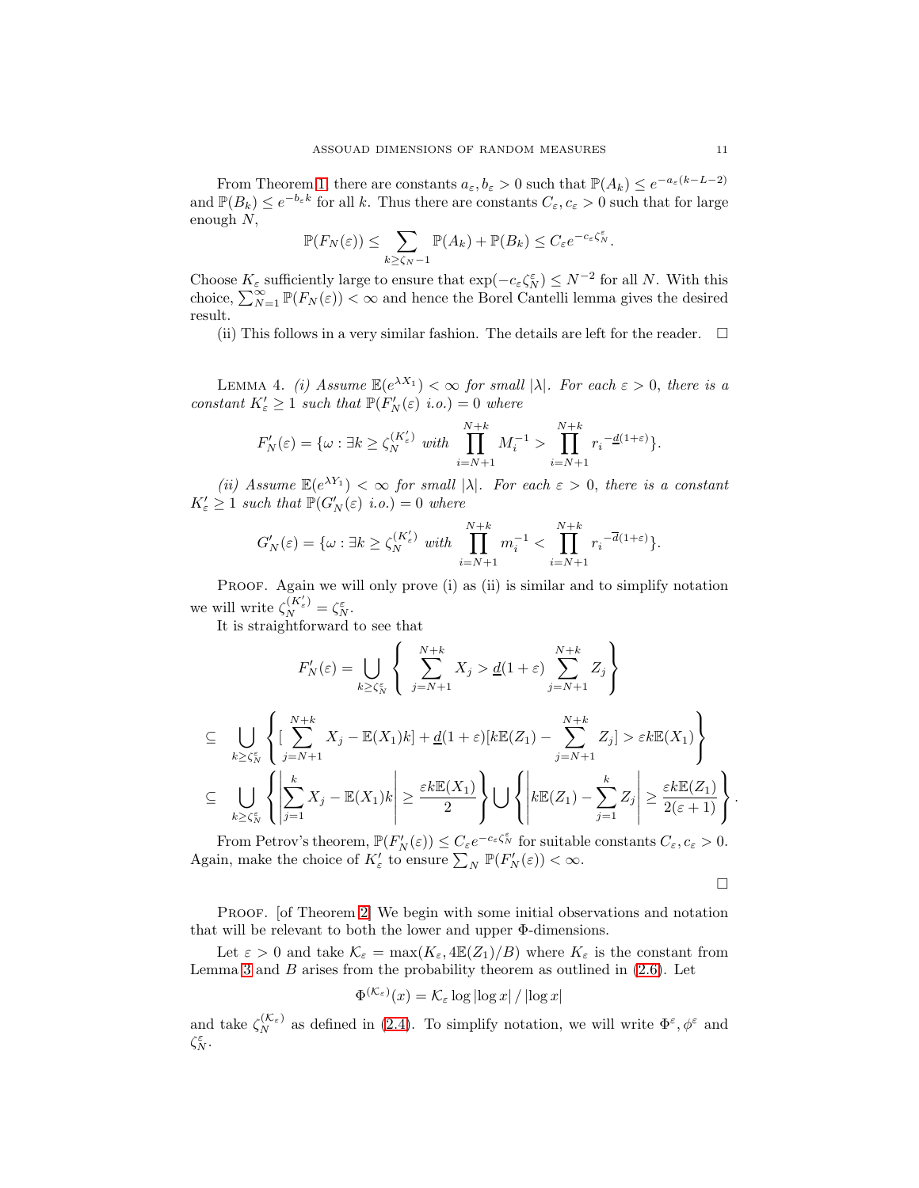From Theorem 1, there are constants $a_\varepsilon, b_\varepsilon > 0$ such that $\mathbb{P}(A_k) \leq e^{-a_\varepsilon(k-L-2)}$ and $\mathbb{P}(B_k) \leq e^{-b_\varepsilon k}$ for all $k$. Thus there are constants $C_\varepsilon, c_\varepsilon > 0$ such that for large enough $N$,

$$\mathbb{P}(F_N(\varepsilon)) \leq \sum_{k \geq \zeta_N - 1} \mathbb{P}(A_k) + \mathbb{P}(B_k) \leq C_\varepsilon e^{-c_\varepsilon \zeta_N^\varepsilon}.$$

Choose $K_\varepsilon$ sufficiently large to ensure that $\exp(-c_\varepsilon \zeta_N^\varepsilon) \leq N^{-2}$ for all $N$. With this choice, $\sum_{N=1}^{\infty} \mathbb{P}(F_N(\varepsilon)) < \infty$ and hence the Borel Cantelli lemma gives the desired result.

(ii) This follows in a very similar fashion. The details are left for the reader. $\square$

Lemma 4. *(i) Assume $\mathbb{E}(e^{\lambda X_1}) < \infty$ for small $|\lambda|$. For each $\varepsilon > 0$, there is a constant $K'_\varepsilon \geq 1$ such that $\mathbb{P}(F'_N(\varepsilon)$ i.o.$) = 0$ where*

$$F'_N(\varepsilon) = \{\omega : \exists k \geq \zeta_N^{(K'_\varepsilon)} \text{ with } \prod_{i=N+1}^{N+k} M_i^{-1} > \prod_{i=N+1}^{N+k} r_i^{-\underline{d}(1+\varepsilon)}\}.$$

*(ii) Assume $\mathbb{E}(e^{\lambda Y_1}) < \infty$ for small $|\lambda|$. For each $\varepsilon > 0$, there is a constant $K'_\varepsilon \geq 1$ such that $\mathbb{P}(G'_N(\varepsilon)$ i.o.$) = 0$ where*

$$G'_N(\varepsilon) = \{\omega : \exists k \geq \zeta_N^{(K'_\varepsilon)} \text{ with } \prod_{i=N+1}^{N+k} m_i^{-1} < \prod_{i=N+1}^{N+k} r_i^{-\overline{d}(1+\varepsilon)}\}.$$

Proof. Again we will only prove (i) as (ii) is similar and to simplify notation we will write $\zeta_N^{(K'_\varepsilon)} = \zeta_N^\varepsilon$.

It is straightforward to see that

$$F'_N(\varepsilon) = \bigcup_{k \geq \zeta_N^\varepsilon} \left\{ \sum_{j=N+1}^{N+k} X_j > \underline{d}(1+\varepsilon) \sum_{j=N+1}^{N+k} Z_j \right\}$$

$$\subseteq \bigcup_{k \geq \zeta_N^\varepsilon} \left\{ [\sum_{j=N+1}^{N+k} X_j - \mathbb{E}(X_1)k] + \underline{d}(1+\varepsilon)[k\mathbb{E}(Z_1) - \sum_{j=N+1}^{N+k} Z_j] > \varepsilon k \mathbb{E}(X_1) \right\}$$

$$\subseteq \bigcup_{k \geq \zeta_N^\varepsilon} \left\{ \left| \sum_{j=1}^{k} X_j - \mathbb{E}(X_1)k \right| \geq \frac{\varepsilon k \mathbb{E}(X_1)}{2} \right\} \bigcup \left\{ \left| k\mathbb{E}(Z_1) - \sum_{j=1}^{k} Z_j \right| \geq \frac{\varepsilon k \mathbb{E}(Z_1)}{2(\varepsilon+1)} \right\}.$$

From Petrov's theorem, $\mathbb{P}(F'_N(\varepsilon)) \leq C_\varepsilon e^{-c_\varepsilon \zeta_N^\varepsilon}$ for suitable constants $C_\varepsilon, c_\varepsilon > 0$. Again, make the choice of $K'_\varepsilon$ to ensure $\sum_N \mathbb{P}(F'_N(\varepsilon)) < \infty$.

$\square$

Proof. [of Theorem 2] We begin with some initial observations and notation that will be relevant to both the lower and upper $\Phi$-dimensions.

Let $\varepsilon > 0$ and take $\mathcal{K}_\varepsilon = \max(K_\varepsilon, 4\mathbb{E}(Z_1)/B)$ where $K_\varepsilon$ is the constant from Lemma 3 and $B$ arises from the probability theorem as outlined in (2.6). Let

$$\Phi^{(\mathcal{K}_\varepsilon)}(x) = \mathcal{K}_\varepsilon \log|\log x| / |\log x|$$

and take $\zeta_N^{(\mathcal{K}_\varepsilon)}$ as defined in (2.4). To simplify notation, we will write $\Phi^\varepsilon, \phi^\varepsilon$ and $\zeta_N^\varepsilon$.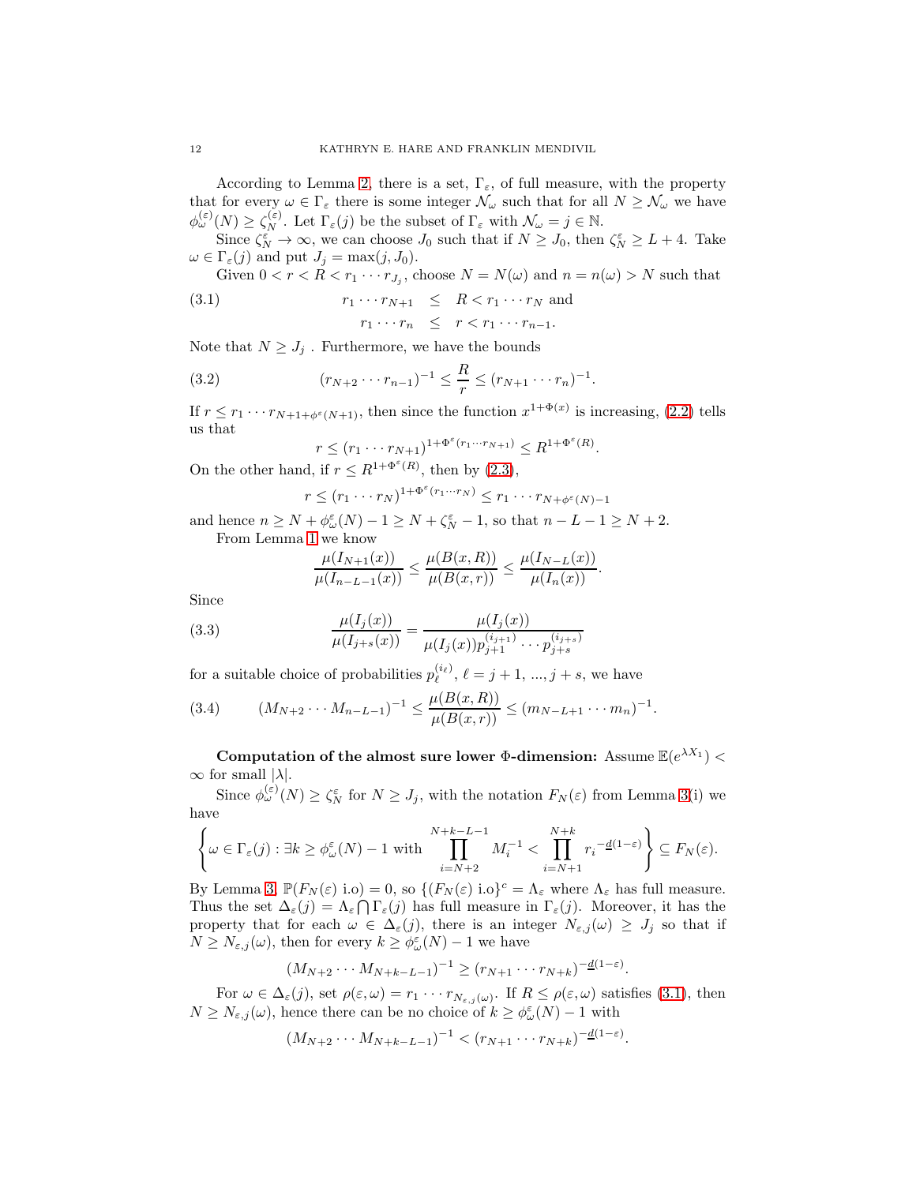According to Lemma 2, there is a set, $\Gamma_\varepsilon$, of full measure, with the property that for every $\omega \in \Gamma_\varepsilon$ there is some integer $\mathcal{N}_\omega$ such that for all $N \geq \mathcal{N}_\omega$ we have $\phi_\omega^{(\varepsilon)}(N) \geq \zeta_N^{(\varepsilon)}$. Let $\Gamma_\varepsilon(j)$ be the subset of $\Gamma_\varepsilon$ with $\mathcal{N}_\omega = j \in \mathbb{N}$.

Since $\zeta_N^\varepsilon \to \infty$, we can choose $J_0$ such that if $N \geq J_0$, then $\zeta_N^\varepsilon \geq L+4$. Take $\omega \in \Gamma_\varepsilon(j)$ and put $J_j = \max(j, J_0)$.

Given $0 < r < R < r_1 \cdots r_{J_j}$, choose $N = N(\omega)$ and $n = n(\omega) > N$ such that

$$
\begin{aligned}
r_1 \cdots r_{N+1} &\leq R < r_1 \cdots r_N \text{ and} \\
r_1 \cdots r_n &\leq r < r_1 \cdots r_{n-1}.
\end{aligned} \tag{3.1}
$$

Note that $N \geq J_j$ . Furthermore, we have the bounds

$$
(r_{N+2} \cdots r_{n-1})^{-1} \leq \frac{R}{r} \leq (r_{N+1} \cdots r_n)^{-1}. \tag{3.2}
$$

If $r \leq r_1 \cdots r_{N+1+\phi^\varepsilon(N+1)}$, then since the function $x^{1+\Phi(x)}$ is increasing, (2.2) tells us that

$$
r \leq (r_1 \cdots r_{N+1})^{1+\Phi^\varepsilon(r_1 \cdots r_{N+1})} \leq R^{1+\Phi^\varepsilon(R)}.
$$

On the other hand, if $r \leq R^{1+\Phi^\varepsilon(R)}$, then by (2.3),

$$
r \leq (r_1 \cdots r_N)^{1+\Phi^\varepsilon(r_1 \cdots r_N)} \leq r_1 \cdots r_{N+\phi^\varepsilon(N)-1}
$$

and hence $n \geq N + \phi_\omega^\varepsilon(N) - 1 \geq N + \zeta_N^\varepsilon - 1$, so that $n - L - 1 \geq N + 2$.

From Lemma 1 we know

$$
\frac{\mu(I_{N+1}(x))}{\mu(I_{n-L-1}(x))} \leq \frac{\mu(B(x,R))}{\mu(B(x,r))} \leq \frac{\mu(I_{N-L}(x))}{\mu(I_n(x))}.
$$

Since

$$
\frac{\mu(I_j(x))}{\mu(I_{j+s}(x))} = \frac{\mu(I_j(x))}{\mu(I_j(x)) p_{j+1}^{(i_{j+1})} \cdots p_{j+s}^{(i_{j+s})}} \tag{3.3}
$$

for a suitable choice of probabilities $p_\ell^{(i_\ell)}$, $\ell = j+1, ..., j+s$, we have

$$
(M_{N+2} \cdots M_{n-L-1})^{-1} \leq \frac{\mu(B(x,R))}{\mu(B(x,r))} \leq (m_{N-L+1} \cdots m_n)^{-1}. \tag{3.4}
$$

**Computation of the almost sure lower $\Phi$-dimension:** Assume $\mathbb{E}(e^{\lambda X_1}) < \infty$ for small $|\lambda|$.

Since $\phi_\omega^{(\varepsilon)}(N) \geq \zeta_N^\varepsilon$ for $N \geq J_j$, with the notation $F_N(\varepsilon)$ from Lemma 3(i) we have

$$
\left\{ \omega \in \Gamma_\varepsilon(j) : \exists k \geq \phi_\omega^\varepsilon(N) - 1 \text{ with } \prod_{i=N+2}^{N+k-L-1} M_i^{-1} < \prod_{i=N+1}^{N+k} r_i^{-\underline{d}(1-\varepsilon)} \right\} \subseteq F_N(\varepsilon).
$$

By Lemma 3, $\mathbb{P}(F_N(\varepsilon) \text{ i.o}) = 0$, so $\{(F_N(\varepsilon) \text{ i.o}\}^c = \Lambda_\varepsilon$ where $\Lambda_\varepsilon$ has full measure. Thus the set $\Delta_\varepsilon(j) = \Lambda_\varepsilon \bigcap \Gamma_\varepsilon(j)$ has full measure in $\Gamma_\varepsilon(j)$. Moreover, it has the property that for each $\omega \in \Delta_\varepsilon(j)$, there is an integer $N_{\varepsilon,j}(\omega) \geq J_j$ so that if $N \geq N_{\varepsilon,j}(\omega)$, then for every $k \geq \phi_\omega^\varepsilon(N) - 1$ we have

$$
(M_{N+2} \cdots M_{N+k-L-1})^{-1} \geq (r_{N+1} \cdots r_{N+k})^{-\underline{d}(1-\varepsilon)}.
$$

For $\omega \in \Delta_\varepsilon(j)$, set $\rho(\varepsilon, \omega) = r_1 \cdots r_{N_{\varepsilon,j}(\omega)}$. If $R \leq \rho(\varepsilon, \omega)$ satisfies (3.1), then $N \geq N_{\varepsilon,j}(\omega)$, hence there can be no choice of $k \geq \phi_\omega^\varepsilon(N) - 1$ with

$$
(M_{N+2} \cdots M_{N+k-L-1})^{-1} < (r_{N+1} \cdots r_{N+k})^{-\underline{d}(1-\varepsilon)}.
$$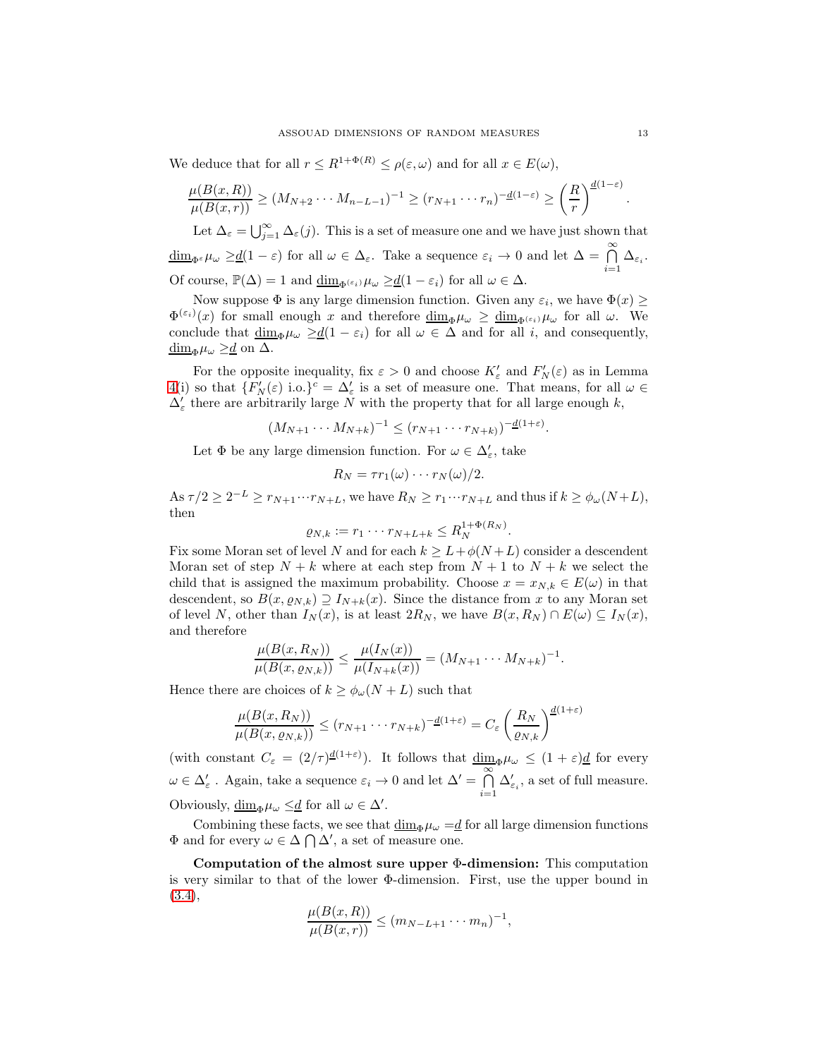We deduce that for all $r \leq R^{1+\Phi(R)} \leq \rho(\varepsilon, \omega)$ and for all $x \in E(\omega)$,

$$\frac{\mu(B(x,R))}{\mu(B(x,r))} \geq (M_{N+2} \cdots M_{n-L-1})^{-1} \geq (r_{N+1} \cdots r_n)^{-\underline{d}(1-\varepsilon)} \geq \left(\frac{R}{r}\right)^{\underline{d}(1-\varepsilon)}.$$

Let $\Delta_\varepsilon = \bigcup_{j=1}^\infty \Delta_\varepsilon(j)$. This is a set of measure one and we have just shown that $\underline{\dim}_{\Phi^\varepsilon} \mu_\omega \geq \underline{d}(1-\varepsilon)$ for all $\omega \in \Delta_\varepsilon$. Take a sequence $\varepsilon_i \to 0$ and let $\Delta = \bigcap_{i=1}^\infty \Delta_{\varepsilon_i}$. Of course, $\mathbb{P}(\Delta) = 1$ and $\underline{\dim}_{\Phi^{(\varepsilon_i)}} \mu_\omega \geq \underline{d}(1-\varepsilon_i)$ for all $\omega \in \Delta$.

Now suppose $\Phi$ is any large dimension function. Given any $\varepsilon_i$, we have $\Phi(x) \geq \Phi^{(\varepsilon_i)}(x)$ for small enough $x$ and therefore $\underline{\dim}_\Phi \mu_\omega \geq \underline{\dim}_{\Phi^{(\varepsilon_i)}} \mu_\omega$ for all $\omega$. We conclude that $\underline{\dim}_\Phi \mu_\omega \geq \underline{d}(1-\varepsilon_i)$ for all $\omega \in \Delta$ and for all $i$, and consequently, $\underline{\dim}_\Phi \mu_\omega \geq \underline{d}$ on $\Delta$.

For the opposite inequality, fix $\varepsilon > 0$ and choose $K'_\varepsilon$ and $F'_N(\varepsilon)$ as in Lemma 4(i) so that $\{F'_N(\varepsilon) \text{ i.o.}\}^c = \Delta'_\varepsilon$ is a set of measure one. That means, for all $\omega \in \Delta'_\varepsilon$ there are arbitrarily large $N$ with the property that for all large enough $k$,

$$(M_{N+1} \cdots M_{N+k})^{-1} \leq (r_{N+1} \cdots r_{N+k})^{-\underline{d}(1+\varepsilon)}.$$

Let $\Phi$ be any large dimension function. For $\omega \in \Delta'_\varepsilon$, take

$$R_N = \tau r_1(\omega) \cdots r_N(\omega)/2.$$

As $\tau/2 \geq 2^{-L} \geq r_{N+1} \cdots r_{N+L}$, we have $R_N \geq r_1 \cdots r_{N+L}$ and thus if $k \geq \phi_\omega(N+L)$, then

$$\varrho_{N,k} := r_1 \cdots r_{N+L+k} \leq R_N^{1+\Phi(R_N)}.$$

Fix some Moran set of level $N$ and for each $k \geq L + \phi(N+L)$ consider a descendent Moran set of step $N+k$ where at each step from $N+1$ to $N+k$ we select the child that is assigned the maximum probability. Choose $x = x_{N,k} \in E(\omega)$ in that descendent, so $B(x, \varrho_{N,k}) \supseteq I_{N+k}(x)$. Since the distance from $x$ to any Moran set of level $N$, other than $I_N(x)$, is at least $2R_N$, we have $B(x, R_N) \cap E(\omega) \subseteq I_N(x)$, and therefore

$$\frac{\mu(B(x,R_N))}{\mu(B(x,\varrho_{N,k}))} \leq \frac{\mu(I_N(x))}{\mu(I_{N+k}(x))} = (M_{N+1} \cdots M_{N+k})^{-1}.$$

Hence there are choices of $k \geq \phi_\omega(N+L)$ such that

$$\frac{\mu(B(x,R_N))}{\mu(B(x,\varrho_{N,k}))} \leq (r_{N+1} \cdots r_{N+k})^{-\underline{d}(1+\varepsilon)} = C_\varepsilon \left(\frac{R_N}{\varrho_{N,k}}\right)^{\underline{d}(1+\varepsilon)}$$

(with constant $C_\varepsilon = (2/\tau)^{\underline{d}(1+\varepsilon)}$). It follows that $\underline{\dim}_\Phi \mu_\omega \leq (1+\varepsilon)\underline{d}$ for every $\omega \in \Delta'_\varepsilon$. Again, take a sequence $\varepsilon_i \to 0$ and let $\Delta' = \bigcap_{i=1}^\infty \Delta'_{\varepsilon_i}$, a set of full measure. Obviously, $\underline{\dim}_\Phi \mu_\omega \leq \underline{d}$ for all $\omega \in \Delta'$.

Combining these facts, we see that $\underline{\dim}_\Phi \mu_\omega = \underline{d}$ for all large dimension functions $\Phi$ and for every $\omega \in \Delta \bigcap \Delta'$, a set of measure one.

**Computation of the almost sure upper $\Phi$-dimension:** This computation is very similar to that of the lower $\Phi$-dimension. First, use the upper bound in (3.4),

$$\frac{\mu(B(x,R))}{\mu(B(x,r))} \leq (m_{N-L+1} \cdots m_n)^{-1},$$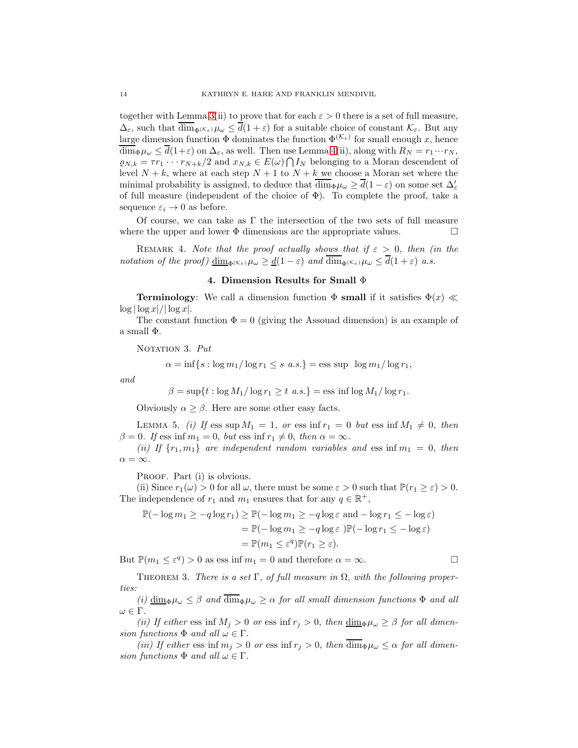together with Lemma 3(ii) to prove that for each $\varepsilon > 0$ there is a set of full measure, $\Delta_\varepsilon$, such that $\overline{\dim}_{\Phi^{(\mathcal{K}_\varepsilon)}}\mu_\omega \leq \overline{d}(1+\varepsilon)$ for a suitable choice of constant $\mathcal{K}_\varepsilon$. But any large dimension function $\Phi$ dominates the function $\Phi^{(\mathcal{K}_\varepsilon)}$ for small enough $x$, hence $\overline{\dim}_\Phi \mu_\omega \leq \overline{d}(1+\varepsilon)$ on $\Delta_\varepsilon$, as well. Then use Lemma 4(ii), along with $R_N = r_1 \cdots r_N$, $\varrho_{N,k} = \tau r_1 \cdots r_{N+k}/2$ and $x_{N,k} \in E(\omega) \bigcap I_N$ belonging to a Moran descendent of level $N+k$, where at each step $N+1$ to $N+k$ we choose a Moran set where the minimal probability is assigned, to deduce that $\overline{\dim}_\Phi \mu_\omega \geq \overline{d}(1-\varepsilon)$ on some set $\Delta'_\varepsilon$ of full measure (independent of the choice of $\Phi$). To complete the proof, take a sequence $\varepsilon_i \to 0$ as before.

Of course, we can take as $\Gamma$ the intersection of the two sets of full measure where the upper and lower $\Phi$ dimensions are the appropriate values. $\square$

Remark 4. *Note that the proof actually shows that if $\varepsilon > 0$, then (in the notation of the proof) $\underline{\dim}_{\Phi^{(\mathcal{K}_\varepsilon)}}\mu_\omega \geq \underline{d}(1-\varepsilon)$ and $\overline{\dim}_{\Phi^{(\mathcal{K}_\varepsilon)}}\mu_\omega \leq \overline{d}(1+\varepsilon)$ a.s.*

## 4. Dimension Results for Small $\Phi$

**Terminology**: We call a dimension function $\Phi$ **small** if it satisfies $\Phi(x) \ll \log|\log x|/|\log x|$.

The constant function $\Phi = 0$ (giving the Assouad dimension) is an example of a small $\Phi$.

Notation 3. *Put*

$$\alpha = \inf\{s : \log m_1/\log r_1 \leq s \ a.s.\} = \text{ess sup } \log m_1/\log r_1,$$

*and*

$$\beta = \sup\{t : \log M_1/\log r_1 \geq t \ a.s.\} = \text{ess inf} \log M_1/\log r_1.$$

Obviously $\alpha \geq \beta$. Here are some other easy facts.

Lemma 5. *(i) If* ess sup $M_1 = 1$, *or* ess inf $r_1 = 0$ *but* ess inf $M_1 \neq 0$, *then* $\beta = 0$. *If* ess inf $m_1 = 0$, *but* ess inf $r_1 \neq 0$, *then* $\alpha = \infty$.

*(ii) If $\{r_1, m_1\}$ are independent random variables and* ess inf $m_1 = 0$, *then* $\alpha = \infty$.

Proof. Part (i) is obvious.

(ii) Since $r_1(\omega) > 0$ for all $\omega$, there must be some $\varepsilon > 0$ such that $\mathbb{P}(r_1 \geq \varepsilon) > 0$. The independence of $r_1$ and $m_1$ ensures that for any $q \in \mathbb{R}^+$,

$$\begin{aligned}
\mathbb{P}(-\log m_1 \geq -q \log r_1) &\geq \mathbb{P}(-\log m_1 \geq -q\log\varepsilon \text{ and } -\log r_1 \leq -\log\varepsilon) \\
&= \mathbb{P}(-\log m_1 \geq -q\log\varepsilon\ )\mathbb{P}(-\log r_1 \leq -\log\varepsilon) \\
&= \mathbb{P}(m_1 \leq \varepsilon^q)\mathbb{P}(r_1 \geq \varepsilon).
\end{aligned}$$

But $\mathbb{P}(m_1 \leq \varepsilon^q) > 0$ as ess inf $m_1 = 0$ and therefore $\alpha = \infty$. $\square$

Theorem 3. *There is a set $\Gamma$, of full measure in $\Omega$, with the following properties:*

*(i) $\underline{\dim}_\Phi \mu_\omega \leq \beta$ and $\overline{\dim}_\Phi \mu_\omega \geq \alpha$ for all small dimension functions $\Phi$ and all $\omega \in \Gamma$.*

*(ii) If either* ess inf $M_j > 0$ *or* ess inf $r_j > 0$, *then $\underline{\dim}_\Phi \mu_\omega \geq \beta$ for all dimension functions $\Phi$ and all $\omega \in \Gamma$.*

*(iii) If either* ess inf $m_j > 0$ *or* ess inf $r_j > 0$, *then $\overline{\dim}_\Phi \mu_\omega \leq \alpha$ for all dimension functions $\Phi$ and all $\omega \in \Gamma$.*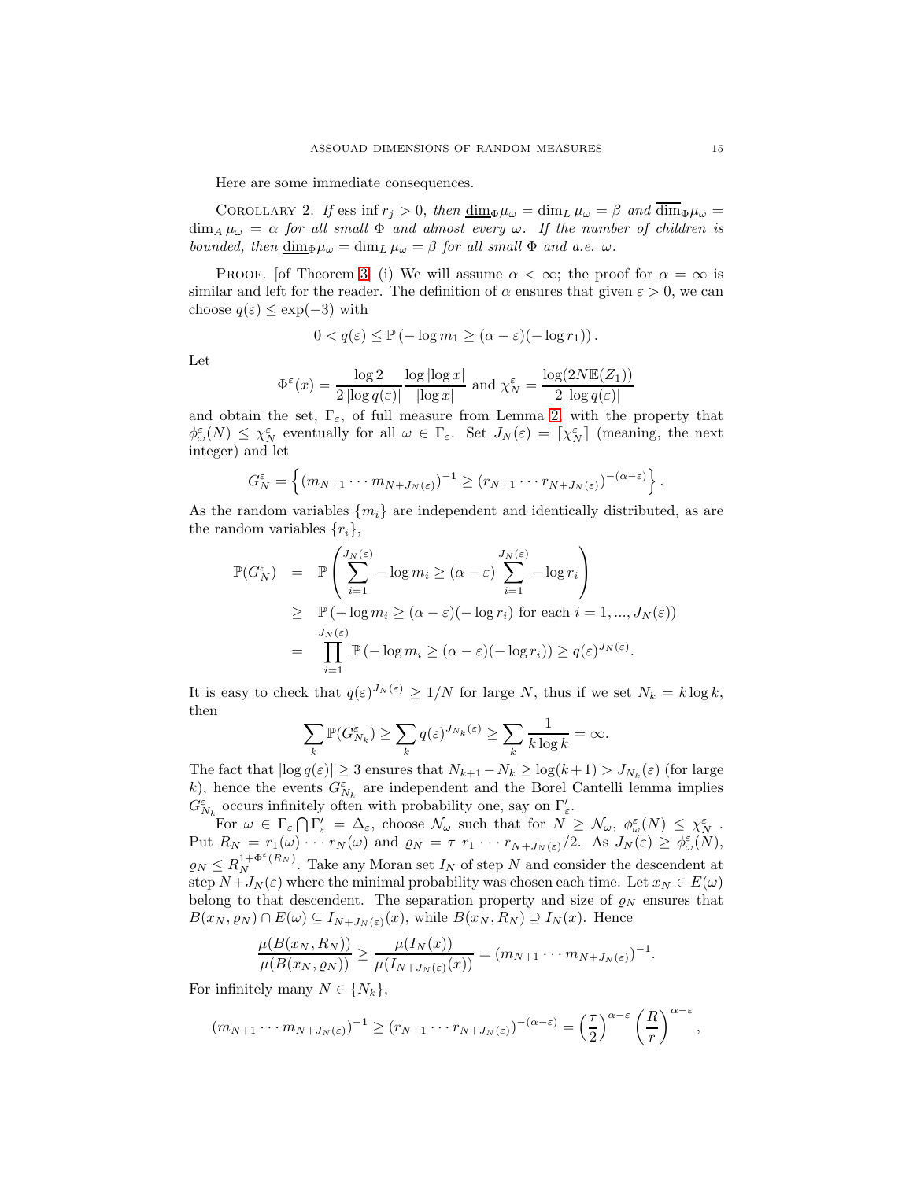Here are some immediate consequences.

Corollary 2. *If* ess inf $r_j > 0$, *then* $\underline{\dim}_\Phi \mu_\omega = \dim_L \mu_\omega = \beta$ *and* $\overline{\dim}_\Phi \mu_\omega = \dim_A \mu_\omega = \alpha$ *for all small* $\Phi$ *and almost every* $\omega$. *If the number of children is bounded, then* $\underline{\dim}_\Phi \mu_\omega = \dim_L \mu_\omega = \beta$ *for all small* $\Phi$ *and a.e.* $\omega$.

Proof. [of Theorem 3] (i) We will assume $\alpha < \infty$; the proof for $\alpha = \infty$ is similar and left for the reader. The definition of $\alpha$ ensures that given $\varepsilon > 0$, we can choose $q(\varepsilon) \leq \exp(-3)$ with

$$0 < q(\varepsilon) \leq \mathbb{P}\left(-\log m_1 \geq (\alpha - \varepsilon)(-\log r_1)\right).$$

Let

$$\Phi^\varepsilon(x) = \frac{\log 2}{2\left|\log q(\varepsilon)\right|} \frac{\log |\log x|}{|\log x|} \text{ and } \chi_N^\varepsilon = \frac{\log(2N\mathbb{E}(Z_1))}{2\left|\log q(\varepsilon)\right|}$$

and obtain the set, $\Gamma_\varepsilon$, of full measure from Lemma 2 with the property that $\phi_\omega^\varepsilon(N) \leq \chi_N^\varepsilon$ eventually for all $\omega \in \Gamma_\varepsilon$. Set $J_N(\varepsilon) = \lceil \chi_N^\varepsilon \rceil$ (meaning, the next integer) and let

$$G_N^\varepsilon = \left\{ (m_{N+1} \cdots m_{N+J_N(\varepsilon)})^{-1} \geq (r_{N+1} \cdots r_{N+J_N(\varepsilon)})^{-(\alpha-\varepsilon)} \right\}.$$

As the random variables $\{m_i\}$ are independent and identically distributed, as are the random variables $\{r_i\}$,

$$\begin{aligned}
\mathbb{P}(G_N^\varepsilon) &= \mathbb{P}\left( \sum_{i=1}^{J_N(\varepsilon)} -\log m_i \geq (\alpha - \varepsilon) \sum_{i=1}^{J_N(\varepsilon)} -\log r_i \right) \\
&\geq \mathbb{P}\left(-\log m_i \geq (\alpha - \varepsilon)(-\log r_i) \text{ for each } i = 1, ..., J_N(\varepsilon)\right) \\
&= \prod_{i=1}^{J_N(\varepsilon)} \mathbb{P}\left(-\log m_i \geq (\alpha - \varepsilon)(-\log r_i)\right) \geq q(\varepsilon)^{J_N(\varepsilon)}.
\end{aligned}$$

It is easy to check that $q(\varepsilon)^{J_N(\varepsilon)} \geq 1/N$ for large $N$, thus if we set $N_k = k \log k$, then

$$\sum_k \mathbb{P}(G_{N_k}^\varepsilon) \geq \sum_k q(\varepsilon)^{J_{N_k}(\varepsilon)} \geq \sum_k \frac{1}{k \log k} = \infty.$$

The fact that $|\log q(\varepsilon)| \geq 3$ ensures that $N_{k+1} - N_k \geq \log(k+1) > J_{N_k}(\varepsilon)$ (for large $k$), hence the events $G_{N_k}^\varepsilon$ are independent and the Borel Cantelli lemma implies $G_{N_k}^\varepsilon$ occurs infinitely often with probability one, say on $\Gamma_\varepsilon'$.

For $\omega \in \Gamma_\varepsilon \bigcap \Gamma_\varepsilon' = \Delta_\varepsilon$, choose $\mathcal{N}_\omega$ such that for $N \geq \mathcal{N}_\omega$, $\phi_\omega^\varepsilon(N) \leq \chi_N^\varepsilon$. Put $R_N = r_1(\omega) \cdots r_N(\omega)$ and $\varrho_N = \tau\, r_1 \cdots r_{N+J_N(\varepsilon)}/2$. As $J_N(\varepsilon) \geq \phi_\omega^\varepsilon(N)$, $\varrho_N \leq R_N^{1+\Phi^\varepsilon(R_N)}$. Take any Moran set $I_N$ of step $N$ and consider the descendent at step $N+J_N(\varepsilon)$ where the minimal probability was chosen each time. Let $x_N \in E(\omega)$ belong to that descendent. The separation property and size of $\varrho_N$ ensures that $B(x_N, \varrho_N) \cap E(\omega) \subseteq I_{N+J_N(\varepsilon)}(x)$, while $B(x_N, R_N) \supseteq I_N(x)$. Hence

$$\frac{\mu(B(x_N, R_N))}{\mu(B(x_N, \varrho_N))} \geq \frac{\mu(I_N(x))}{\mu(I_{N+J_N(\varepsilon)}(x))} = (m_{N+1} \cdots m_{N+J_N(\varepsilon)})^{-1}.$$

For infinitely many $N \in \{N_k\}$,

$$(m_{N+1} \cdots m_{N+J_N(\varepsilon)})^{-1} \geq (r_{N+1} \cdots r_{N+J_N(\varepsilon)})^{-(\alpha-\varepsilon)} = \left(\frac{\tau}{2}\right)^{\alpha-\varepsilon} \left(\frac{R}{r}\right)^{\alpha-\varepsilon},$$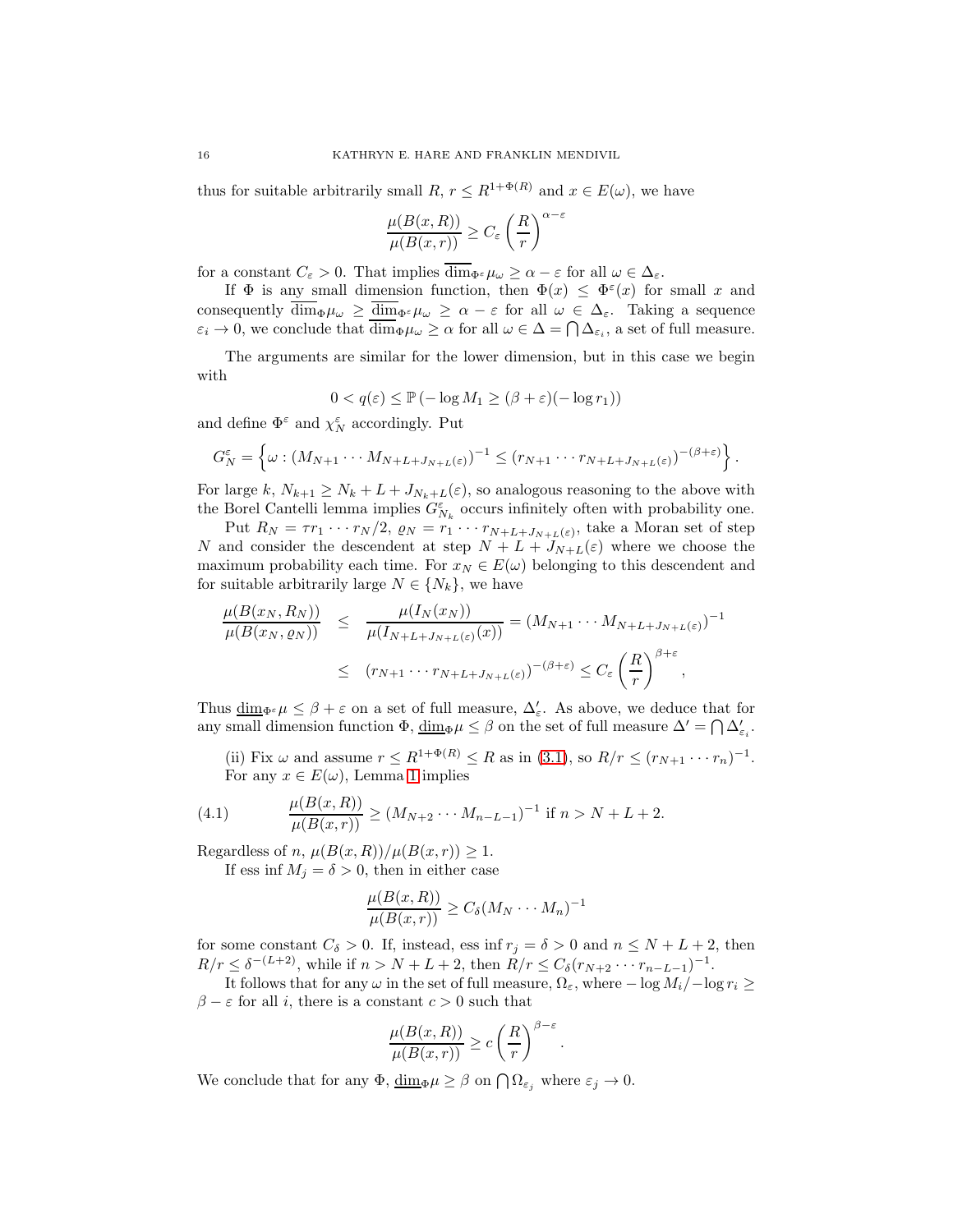thus for suitable arbitrarily small $R$, $r \le R^{1+\Phi(R)}$ and $x \in E(\omega)$, we have

$$\frac{\mu(B(x,R))}{\mu(B(x,r))} \ge C_\varepsilon \left(\frac{R}{r}\right)^{\alpha-\varepsilon}$$

for a constant $C_\varepsilon > 0$. That implies $\overline{\dim}_{\Phi^\varepsilon}\mu_\omega \ge \alpha - \varepsilon$ for all $\omega \in \Delta_\varepsilon$.

If $\Phi$ is any small dimension function, then $\Phi(x) \le \Phi^\varepsilon(x)$ for small $x$ and consequently $\overline{\dim}_\Phi \mu_\omega \ge \overline{\dim}_{\Phi^\varepsilon}\mu_\omega \ge \alpha - \varepsilon$ for all $\omega \in \Delta_\varepsilon$. Taking a sequence $\varepsilon_i \to 0$, we conclude that $\overline{\dim}_\Phi \mu_\omega \ge \alpha$ for all $\omega \in \Delta = \bigcap \Delta_{\varepsilon_i}$, a set of full measure.

The arguments are similar for the lower dimension, but in this case we begin with

$$0 < q(\varepsilon) \le \mathbb{P}\left(-\log M_1 \ge (\beta+\varepsilon)(-\log r_1)\right)$$

and define $\Phi^\varepsilon$ and $\chi_N^\varepsilon$ accordingly. Put

$$G_N^\varepsilon = \left\{\omega : (M_{N+1}\cdots M_{N+L+J_{N+L}(\varepsilon)})^{-1} \le (r_{N+1}\cdots r_{N+L+J_{N+L}(\varepsilon)})^{-(\beta+\varepsilon)}\right\}.$$

For large $k$, $N_{k+1} \ge N_k + L + J_{N_k+L}(\varepsilon)$, so analogous reasoning to the above with the Borel Cantelli lemma implies $G_{N_k}^\varepsilon$ occurs infinitely often with probability one.

Put $R_N = \tau r_1 \cdots r_N/2$, $\varrho_N = r_1 \cdots r_{N+L+J_{N+L}(\varepsilon)}$, take a Moran set of step $N$ and consider the descendent at step $N + L + J_{N+L}(\varepsilon)$ where we choose the maximum probability each time. For $x_N \in E(\omega)$ belonging to this descendent and for suitable arbitrarily large $N \in \{N_k\}$, we have

$$\begin{aligned}
\frac{\mu(B(x_N,R_N))}{\mu(B(x_N,\varrho_N))} &\le \frac{\mu(I_N(x_N))}{\mu(I_{N+L+J_{N+L}(\varepsilon)}(x))} = (M_{N+1}\cdots M_{N+L+J_{N+L}(\varepsilon)})^{-1} \\
&\le (r_{N+1}\cdots r_{N+L+J_{N+L}(\varepsilon)})^{-(\beta+\varepsilon)} \le C_\varepsilon \left(\frac{R}{r}\right)^{\beta+\varepsilon},
\end{aligned}$$

Thus $\underline{\dim}_{\Phi^\varepsilon}\mu \le \beta + \varepsilon$ on a set of full measure, $\Delta'_\varepsilon$. As above, we deduce that for any small dimension function $\Phi$, $\underline{\dim}_\Phi \mu \le \beta$ on the set of full measure $\Delta' = \bigcap \Delta'_{\varepsilon_i}$.

(ii) Fix $\omega$ and assume $r \le R^{1+\Phi(R)} \le R$ as in (3.1), so $R/r \le (r_{N+1}\cdots r_n)^{-1}$. For any $x \in E(\omega)$, Lemma 1 implies

$$\frac{\mu(B(x,R))}{\mu(B(x,r))} \ge (M_{N+2}\cdots M_{n-L-1})^{-1} \text{ if } n > N + L + 2. \tag{4.1}$$

Regardless of $n$, $\mu(B(x,R))/\mu(B(x,r)) \ge 1$.

If ess inf $M_j = \delta > 0$, then in either case

$$\frac{\mu(B(x,R))}{\mu(B(x,r))} \ge C_\delta (M_N \cdots M_n)^{-1}$$

for some constant $C_\delta > 0$. If, instead, ess inf $r_j = \delta > 0$ and $n \le N + L + 2$, then $R/r \le \delta^{-(L+2)}$, while if $n > N + L + 2$, then $R/r \le C_\delta (r_{N+2}\cdots r_{n-L-1})^{-1}$.

It follows that for any $\omega$ in the set of full measure, $\Omega_\varepsilon$, where $-\log M_i / -\log r_i \ge \beta - \varepsilon$ for all $i$, there is a constant $c > 0$ such that

$$\frac{\mu(B(x,R))}{\mu(B(x,r))} \ge c\left(\frac{R}{r}\right)^{\beta-\varepsilon}.$$

We conclude that for any $\Phi$, $\underline{\dim}_\Phi \mu \ge \beta$ on $\bigcap \Omega_{\varepsilon_j}$ where $\varepsilon_j \to 0$.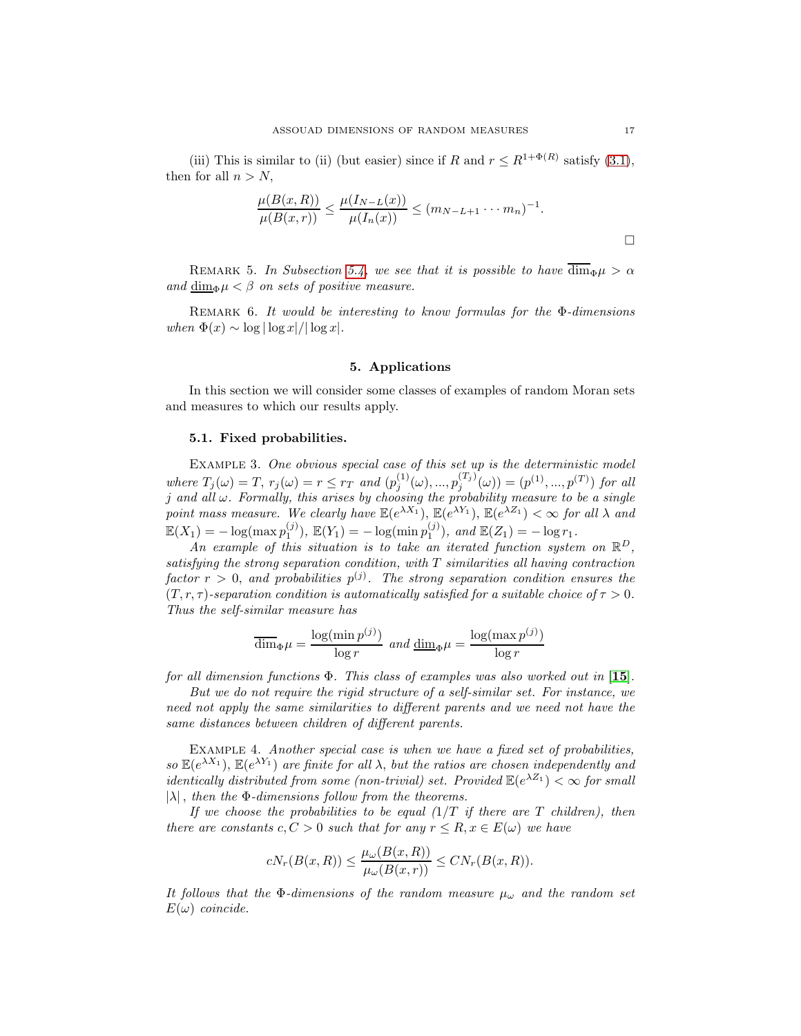(iii) This is similar to (ii) (but easier) since if $R$ and $r \leq R^{1+\Phi(R)}$ satisfy (3.1), then for all $n > N$,

$$\frac{\mu(B(x,R))}{\mu(B(x,r))} \leq \frac{\mu(I_{N-L}(x))}{\mu(I_n(x))} \leq (m_{N-L+1} \cdots m_n)^{-1}.$$

□

Remark 5. *In Subsection 5.4, we see that it is possible to have $\overline{\dim}_\Phi \mu > \alpha$ and $\underline{\dim}_\Phi \mu < \beta$ on sets of positive measure.*

Remark 6. *It would be interesting to know formulas for the Φ-dimensions when $\Phi(x) \sim \log|\log x|/|\log x|$.*

## 5. Applications

In this section we will consider some classes of examples of random Moran sets and measures to which our results apply.

### 5.1. Fixed probabilities.

Example 3. *One obvious special case of this set up is the deterministic model where $T_j(\omega) = T$, $r_j(\omega) = r \leq r_T$ and $(p_j^{(1)}(\omega), ..., p_j^{(T_j)}(\omega)) = (p^{(1)}, ..., p^{(T)})$ for all $j$ and all $\omega$. Formally, this arises by choosing the probability measure to be a single point mass measure. We clearly have $\mathbb{E}(e^{\lambda X_1})$, $\mathbb{E}(e^{\lambda Y_1})$, $\mathbb{E}(e^{\lambda Z_1}) < \infty$ for all $\lambda$ and $\mathbb{E}(X_1) = -\log(\max p_1^{(j)})$, $\mathbb{E}(Y_1) = -\log(\min p_1^{(j)})$, and $\mathbb{E}(Z_1) = -\log r_1$.*

*An example of this situation is to take an iterated function system on $\mathbb{R}^D$, satisfying the strong separation condition, with $T$ similarities all having contraction factor $r > 0$, and probabilities $p^{(j)}$. The strong separation condition ensures the $(T, r, \tau)$-separation condition is automatically satisfied for a suitable choice of $\tau > 0$. Thus the self-similar measure has*

$$\overline{\dim}_\Phi \mu = \frac{\log(\min p^{(j)})}{\log r} \text{ and } \underline{\dim}_\Phi \mu = \frac{\log(\max p^{(j)})}{\log r}$$

*for all dimension functions Φ. This class of examples was also worked out in* [**15**].

*But we do not require the rigid structure of a self-similar set. For instance, we need not apply the same similarities to different parents and we need not have the same distances between children of different parents.*

Example 4. *Another special case is when we have a fixed set of probabilities, so $\mathbb{E}(e^{\lambda X_1})$, $\mathbb{E}(e^{\lambda Y_1})$ are finite for all $\lambda$, but the ratios are chosen independently and identically distributed from some (non-trivial) set. Provided $\mathbb{E}(e^{\lambda Z_1}) < \infty$ for small $|\lambda|$, then the Φ-dimensions follow from the theorems.*

*If we choose the probabilities to be equal ($1/T$ if there are $T$ children), then there are constants $c, C > 0$ such that for any $r \leq R, x \in E(\omega)$ we have*

$$cN_r(B(x,R)) \leq \frac{\mu_\omega(B(x,R))}{\mu_\omega(B(x,r))} \leq CN_r(B(x,R)).$$

*It follows that the Φ-dimensions of the random measure $\mu_\omega$ and the random set $E(\omega)$ coincide.*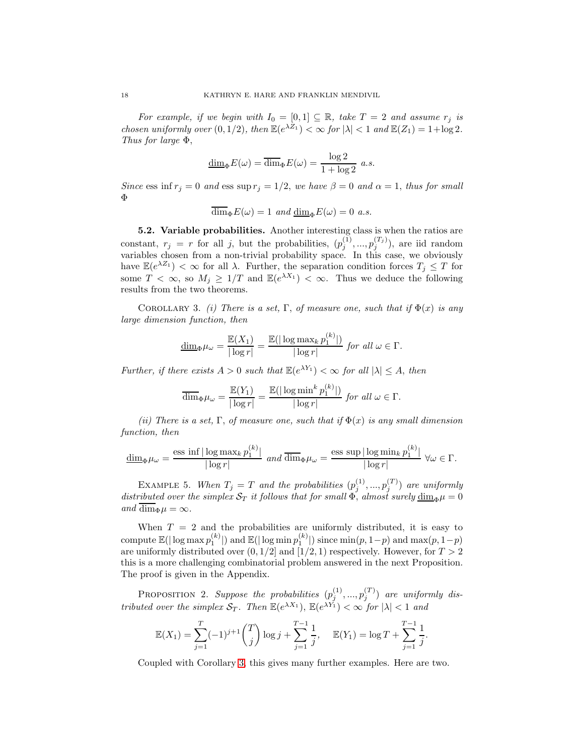*For example, if we begin with $I_0 = [0,1] \subseteq \mathbb{R}$, take $T = 2$ and assume $r_j$ is chosen uniformly over $(0, 1/2)$, then $\mathbb{E}(e^{\lambda Z_1}) < \infty$ for $|\lambda| < 1$ and $\mathbb{E}(Z_1) = 1 + \log 2$. Thus for large $\Phi$,*

$$\underline{\dim}_\Phi E(\omega) = \overline{\dim}_\Phi E(\omega) = \frac{\log 2}{1 + \log 2} \text{ a.s.}$$

*Since* ess inf $r_j = 0$ *and* ess sup $r_j = 1/2$, *we have* $\beta = 0$ *and* $\alpha = 1$, *thus for small* $\Phi$

$$\overline{\dim}_\Phi E(\omega) = 1 \text{ and } \underline{\dim}_\Phi E(\omega) = 0 \text{ a.s.}$$

**5.2. Variable probabilities.** Another interesting class is when the ratios are constant, $r_j = r$ for all $j$, but the probabilities, $(p_j^{(1)}, ..., p_j^{(T_j)})$, are iid random variables chosen from a non-trivial probability space. In this case, we obviously have $\mathbb{E}(e^{\lambda Z_1}) < \infty$ for all $\lambda$. Further, the separation condition forces $T_j \leq T$ for some $T < \infty$, so $M_j \geq 1/T$ and $\mathbb{E}(e^{\lambda X_1}) < \infty$. Thus we deduce the following results from the two theorems.

Corollary 3. *(i) There is a set, $\Gamma$, of measure one, such that if $\Phi(x)$ is any large dimension function, then*

$$\underline{\dim}_\Phi \mu_\omega = \frac{\mathbb{E}(X_1)}{|\log r|} = \frac{\mathbb{E}(|\log \max_k p_1^{(k)}|)}{|\log r|} \text{ for all } \omega \in \Gamma.$$

*Further, if there exists $A > 0$ such that $\mathbb{E}(e^{\lambda Y_1}) < \infty$ for all $|\lambda| \leq A$, then*

$$\overline{\dim}_\Phi \mu_\omega = \frac{\mathbb{E}(Y_1)}{|\log r|} = \frac{\mathbb{E}(|\log \min^k p_1^{(k)}|)}{|\log r|} \text{ for all } \omega \in \Gamma.$$

*(ii) There is a set, $\Gamma$, of measure one, such that if $\Phi(x)$ is any small dimension function, then*

$$\underline{\dim}_\Phi \mu_\omega = \frac{\text{ess inf}\, |\log \max_k p_1^{(k)}|}{|\log r|} \text{ and } \overline{\dim}_\Phi \mu_\omega = \frac{\text{ess sup}\, |\log \min_k p_1^{(k)}|}{|\log r|} \;\forall \omega \in \Gamma.$$

Example 5. *When $T_j = T$ and the probabilities $(p_j^{(1)}, ..., p_j^{(T)})$ are uniformly distributed over the simplex $\mathcal{S}_T$ it follows that for small $\Phi$, almost surely $\underline{\dim}_\Phi \mu = 0$ and $\overline{\dim}_\Phi \mu = \infty$.*

When $T = 2$ and the probabilities are uniformly distributed, it is easy to compute $\mathbb{E}(|\log \max p_1^{(k)}|)$ and $\mathbb{E}(|\log \min p_1^{(k)}|)$ since $\min(p, 1-p)$ and $\max(p, 1-p)$ are uniformly distributed over $(0, 1/2]$ and $[1/2, 1)$ respectively. However, for $T > 2$ this is a more challenging combinatorial problem answered in the next Proposition. The proof is given in the Appendix.

Proposition 2. *Suppose the probabilities $(p_j^{(1)}, ..., p_j^{(T)})$ are uniformly distributed over the simplex $\mathcal{S}_T$. Then $\mathbb{E}(e^{\lambda X_1})$, $\mathbb{E}(e^{\lambda Y_1}) < \infty$ for $|\lambda| < 1$ and*

$$\mathbb{E}(X_1) = \sum_{j=1}^{T} (-1)^{j+1} \binom{T}{j} \log j + \sum_{j=1}^{T-1} \frac{1}{j}, \quad \mathbb{E}(Y_1) = \log T + \sum_{j=1}^{T-1} \frac{1}{j}.$$

Coupled with Corollary 3, this gives many further examples. Here are two.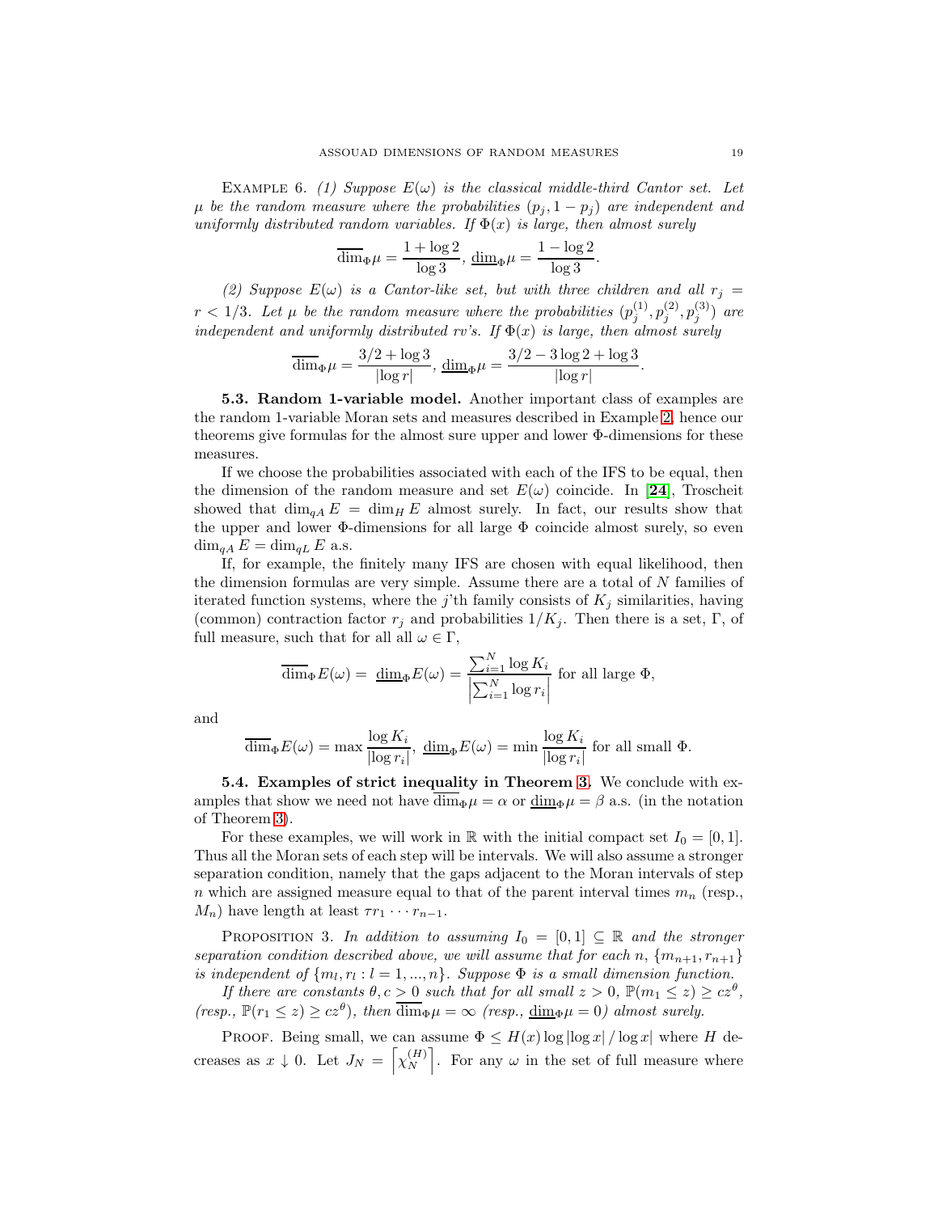EXAMPLE 6. *(1) Suppose $E(\omega)$ is the classical middle-third Cantor set. Let $\mu$ be the random measure where the probabilities $(p_j, 1-p_j)$ are independent and uniformly distributed random variables. If $\Phi(x)$ is large, then almost surely*

$$\overline{\dim}_\Phi \mu = \frac{1+\log 2}{\log 3},\ \underline{\dim}_\Phi \mu = \frac{1-\log 2}{\log 3}.$$

*(2) Suppose $E(\omega)$ is a Cantor-like set, but with three children and all $r_j = r < 1/3$. Let $\mu$ be the random measure where the probabilities $(p_j^{(1)}, p_j^{(2)}, p_j^{(3)})$ are independent and uniformly distributed rv's. If $\Phi(x)$ is large, then almost surely*

$$\overline{\dim}_\Phi \mu = \frac{3/2+\log 3}{|\log r|},\ \underline{\dim}_\Phi \mu = \frac{3/2 - 3\log 2 + \log 3}{|\log r|}.$$

**5.3. Random 1-variable model.** Another important class of examples are the random 1-variable Moran sets and measures described in Example 2, hence our theorems give formulas for the almost sure upper and lower $\Phi$-dimensions for these measures.

If we choose the probabilities associated with each of the IFS to be equal, then the dimension of the random measure and set $E(\omega)$ coincide. In [**24**], Troscheit showed that $\dim_{qA} E = \dim_H E$ almost surely. In fact, our results show that the upper and lower $\Phi$-dimensions for all large $\Phi$ coincide almost surely, so even $\dim_{qA} E = \dim_{qL} E$ a.s.

If, for example, the finitely many IFS are chosen with equal likelihood, then the dimension formulas are very simple. Assume there are a total of $N$ families of iterated function systems, where the $j$'th family consists of $K_j$ similarities, having (common) contraction factor $r_j$ and probabilities $1/K_j$. Then there is a set, $\Gamma$, of full measure, such that for all all $\omega \in \Gamma$,

$$\overline{\dim}_\Phi E(\omega) = \underline{\dim}_\Phi E(\omega) = \frac{\sum_{i=1}^N \log K_i}{\left|\sum_{i=1}^N \log r_i\right|} \text{ for all large } \Phi,$$

and

$$\overline{\dim}_\Phi E(\omega) = \max \frac{\log K_i}{|\log r_i|},\ \underline{\dim}_\Phi E(\omega) = \min \frac{\log K_i}{|\log r_i|} \text{ for all small } \Phi.$$

**5.4. Examples of strict inequality in Theorem 3.** We conclude with examples that show we need not have $\overline{\dim}_\Phi \mu = \alpha$ or $\underline{\dim}_\Phi \mu = \beta$ a.s. (in the notation of Theorem 3).

For these examples, we will work in $\mathbb{R}$ with the initial compact set $I_0 = [0,1]$. Thus all the Moran sets of each step will be intervals. We will also assume a stronger separation condition, namely that the gaps adjacent to the Moran intervals of step $n$ which are assigned measure equal to that of the parent interval times $m_n$ (resp., $M_n$) have length at least $\tau r_1 \cdots r_{n-1}$.

PROPOSITION 3. *In addition to assuming $I_0 = [0,1] \subseteq \mathbb{R}$ and the stronger separation condition described above, we will assume that for each $n$, $\{m_{n+1}, r_{n+1}\}$ is independent of $\{m_l, r_l : l = 1, ..., n\}$. Suppose $\Phi$ is a small dimension function.*

*If there are constants $\theta, c > 0$ such that for all small $z > 0$, $\mathbb{P}(m_1 \leq z) \geq cz^\theta$, (resp., $\mathbb{P}(r_1 \leq z) \geq cz^\theta$), then $\overline{\dim}_\Phi \mu = \infty$ (resp., $\underline{\dim}_\Phi \mu = 0$) almost surely.*

PROOF. Being small, we can assume $\Phi \leq H(x) \log|\log x| / \log x$ where $H$ decreases as $x \downarrow 0$. Let $J_N = \left\lceil \chi_N^{(H)} \right\rceil$. For any $\omega$ in the set of full measure where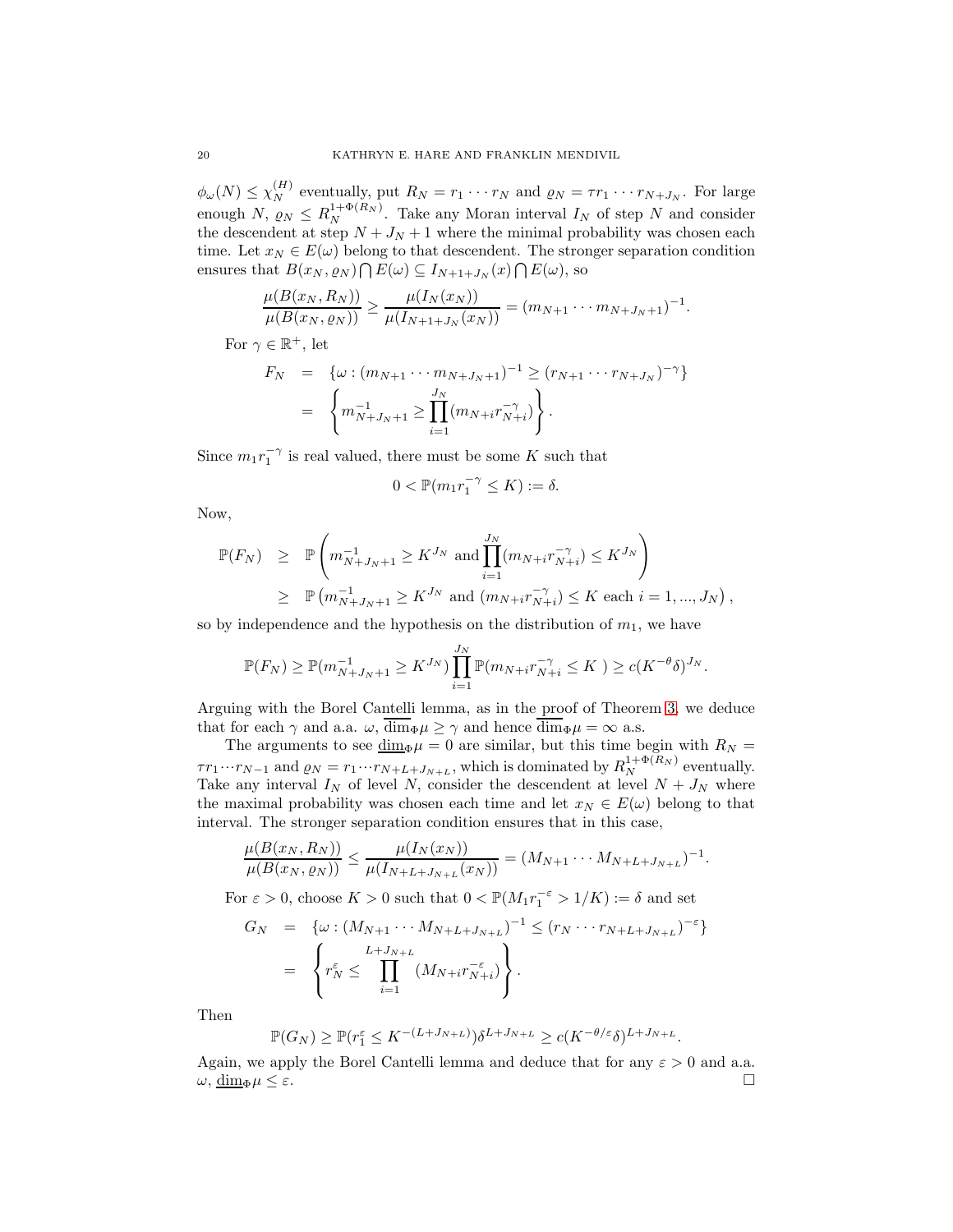$\phi_\omega(N) \leq \chi_N^{(H)}$ eventually, put $R_N = r_1 \cdots r_N$ and $\varrho_N = \tau r_1 \cdots r_{N+J_N}$. For large enough $N$, $\varrho_N \leq R_N^{1+\Phi(R_N)}$. Take any Moran interval $I_N$ of step $N$ and consider the descendent at step $N+J_N+1$ where the minimal probability was chosen each time. Let $x_N \in E(\omega)$ belong to that descendent. The stronger separation condition ensures that $B(x_N, \varrho_N) \bigcap E(\omega) \subseteq I_{N+1+J_N}(x) \bigcap E(\omega)$, so

$$\frac{\mu(B(x_N, R_N))}{\mu(B(x_N, \varrho_N))} \geq \frac{\mu(I_N(x_N))}{\mu(I_{N+1+J_N}(x_N))} = (m_{N+1} \cdots m_{N+J_N+1})^{-1}.$$

For $\gamma \in \mathbb{R}^+$, let

$$\begin{aligned} F_N &= \{\omega : (m_{N+1} \cdots m_{N+J_N+1})^{-1} \geq (r_{N+1} \cdots r_{N+J_N})^{-\gamma}\} \\ &= \left\{ m_{N+J_N+1}^{-1} \geq \prod_{i=1}^{J_N} (m_{N+i} r_{N+i}^{-\gamma}) \right\}. \end{aligned}$$

Since $m_1 r_1^{-\gamma}$ is real valued, there must be some $K$ such that

$$0 < \mathbb{P}(m_1 r_1^{-\gamma} \leq K) := \delta.$$

Now,

$$\begin{aligned} \mathbb{P}(F_N) &\geq \mathbb{P}\left( m_{N+J_N+1}^{-1} \geq K^{J_N} \text{ and } \prod_{i=1}^{J_N} (m_{N+i} r_{N+i}^{-\gamma}) \leq K^{J_N} \right) \\ &\geq \mathbb{P}\left( m_{N+J_N+1}^{-1} \geq K^{J_N} \text{ and } (m_{N+i} r_{N+i}^{-\gamma}) \leq K \text{ each } i = 1, \ldots, J_N \right), \end{aligned}$$

so by independence and the hypothesis on the distribution of $m_1$, we have

$$\mathbb{P}(F_N) \geq \mathbb{P}(m_{N+J_N+1}^{-1} \geq K^{J_N}) \prod_{i=1}^{J_N} \mathbb{P}(m_{N+i} r_{N+i}^{-\gamma} \leq K\ ) \geq c(K^{-\theta}\delta)^{J_N}.$$

Arguing with the Borel Cantelli lemma, as in the proof of Theorem 3, we deduce that for each $\gamma$ and a.a. $\omega$, $\overline{\dim}_\Phi \mu \geq \gamma$ and hence $\overline{\dim}_\Phi \mu = \infty$ a.s.

The arguments to see $\underline{\dim}_\Phi \mu = 0$ are similar, but this time begin with $R_N = \tau r_1 \cdots r_{N-1}$ and $\varrho_N = r_1 \cdots r_{N+L+J_{N+L}}$, which is dominated by $R_N^{1+\Phi(R_N)}$ eventually. Take any interval $I_N$ of level $N$, consider the descendent at level $N+J_N$ where the maximal probability was chosen each time and let $x_N \in E(\omega)$ belong to that interval. The stronger separation condition ensures that in this case,

$$\frac{\mu(B(x_N, R_N))}{\mu(B(x_N, \varrho_N))} \leq \frac{\mu(I_N(x_N))}{\mu(I_{N+L+J_{N+L}}(x_N))} = (M_{N+1} \cdots M_{N+L+J_{N+L}})^{-1}.$$

For $\varepsilon > 0$, choose $K > 0$ such that $0 < \mathbb{P}(M_1 r_1^{-\varepsilon} > 1/K) := \delta$ and set

$$\begin{aligned} G_N &= \{\omega : (M_{N+1} \cdots M_{N+L+J_{N+L}})^{-1} \leq (r_N \cdots r_{N+L+J_{N+L}})^{-\varepsilon}\} \\ &= \left\{ r_N^\varepsilon \leq \prod_{i=1}^{L+J_{N+L}} (M_{N+i} r_{N+i}^{-\varepsilon}) \right\}. \end{aligned}$$

Then

$$\mathbb{P}(G_N) \geq \mathbb{P}(r_1^\varepsilon \leq K^{-(L+J_{N+L})}) \delta^{L+J_{N+L}} \geq c(K^{-\theta/\varepsilon}\delta)^{L+J_{N+L}}.$$

Again, we apply the Borel Cantelli lemma and deduce that for any $\varepsilon > 0$ and a.a. $\omega$, $\underline{\dim}_\Phi \mu \leq \varepsilon$. $\square$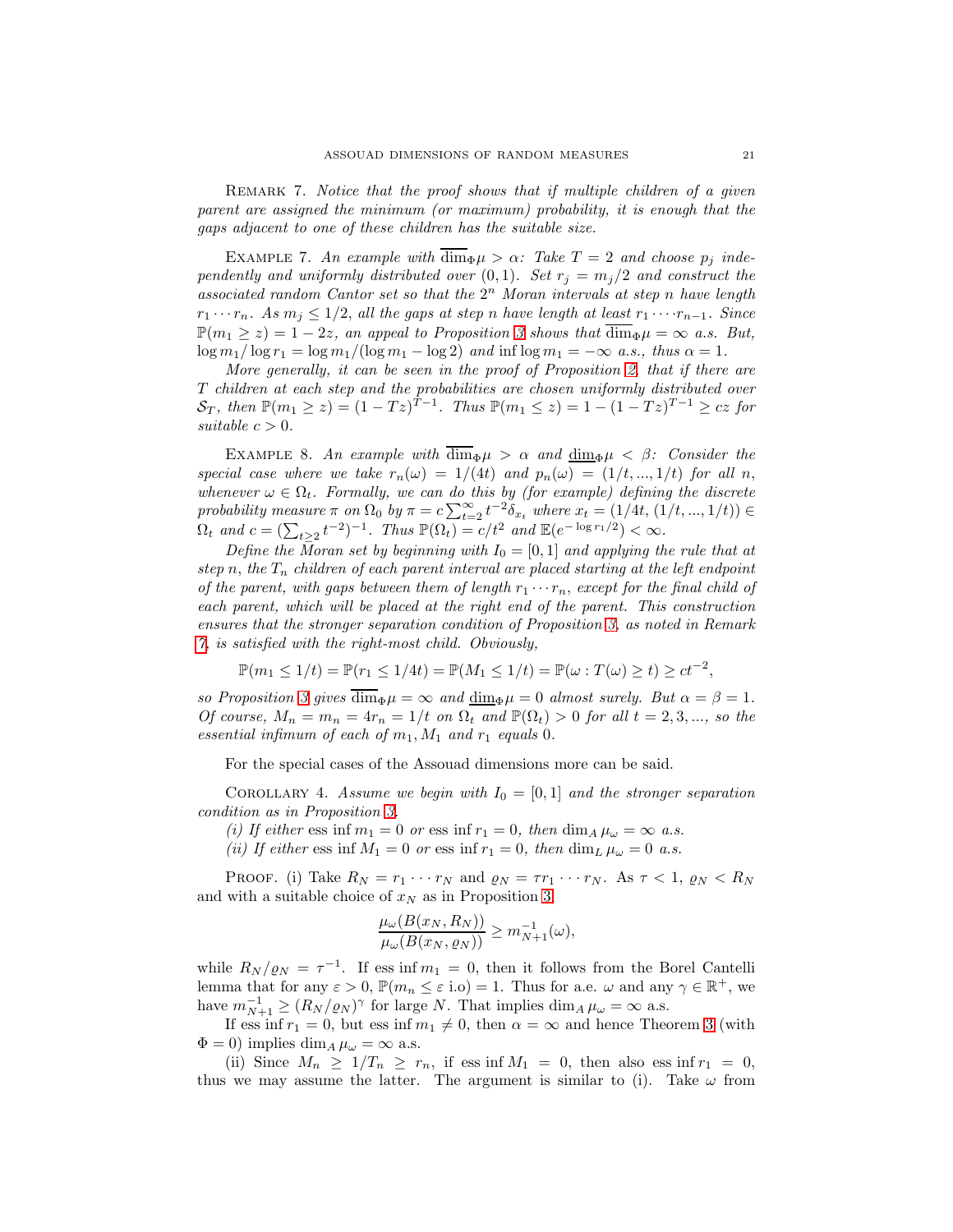Remark 7. *Notice that the proof shows that if multiple children of a given parent are assigned the minimum (or maximum) probability, it is enough that the gaps adjacent to one of these children has the suitable size.*

Example 7. *An example with $\overline{\dim}_\Phi \mu > \alpha$: Take $T = 2$ and choose $p_j$ independently and uniformly distributed over $(0,1)$. Set $r_j = m_j/2$ and construct the associated random Cantor set so that the $2^n$ Moran intervals at step $n$ have length $r_1 \cdots r_n$. As $m_j \leq 1/2$, all the gaps at step $n$ have length at least $r_1 \cdot \cdots \cdot r_{n-1}$. Since $\mathbb{P}(m_1 \geq z) = 1 - 2z$, an appeal to Proposition 3 shows that $\overline{\dim}_\Phi \mu = \infty$ a.s. But, $\log m_1 / \log r_1 = \log m_1 / (\log m_1 - \log 2)$ and $\inf \log m_1 = -\infty$ a.s., thus $\alpha = 1$.*

*More generally, it can be seen in the proof of Proposition 2, that if there are $T$ children at each step and the probabilities are chosen uniformly distributed over $\mathcal{S}_T$, then $\mathbb{P}(m_1 \geq z) = (1 - Tz)^{T-1}$. Thus $\mathbb{P}(m_1 \leq z) = 1 - (1 - Tz)^{T-1} \geq cz$ for suitable $c > 0$.*

Example 8. *An example with $\overline{\dim}_\Phi \mu > \alpha$ and $\underline{\dim}_\Phi \mu < \beta$: Consider the special case where we take $r_n(\omega) = 1/(4t)$ and $p_n(\omega) = (1/t, ..., 1/t)$ for all $n$, whenever $\omega \in \Omega_t$. Formally, we can do this by (for example) defining the discrete probability measure $\pi$ on $\Omega_0$ by $\pi = c \sum_{t=2}^{\infty} t^{-2} \delta_{x_t}$ where $x_t = (1/4t, (1/t, ..., 1/t)) \in \Omega_t$ and $c = (\sum_{t \geq 2} t^{-2})^{-1}$. Thus $\mathbb{P}(\Omega_t) = c/t^2$ and $\mathbb{E}(e^{-\log r_1/2}) < \infty$.*

*Define the Moran set by beginning with $I_0 = [0,1]$ and applying the rule that at step $n$, the $T_n$ children of each parent interval are placed starting at the left endpoint of the parent, with gaps between them of length $r_1 \cdots r_n$, except for the final child of each parent, which will be placed at the right end of the parent. This construction ensures that the stronger separation condition of Proposition 3, as noted in Remark 7, is satisfied with the right-most child. Obviously,*

$$\mathbb{P}(m_1 \leq 1/t) = \mathbb{P}(r_1 \leq 1/4t) = \mathbb{P}(M_1 \leq 1/t) = \mathbb{P}(\omega : T(\omega) \geq t) \geq ct^{-2},$$

*so Proposition 3 gives $\overline{\dim}_\Phi \mu = \infty$ and $\underline{\dim}_\Phi \mu = 0$ almost surely. But $\alpha = \beta = 1$. Of course, $M_n = m_n = 4r_n = 1/t$ on $\Omega_t$ and $\mathbb{P}(\Omega_t) > 0$ for all $t = 2, 3, ...$, so the essential infimum of each of $m_1, M_1$ and $r_1$ equals 0.*

For the special cases of the Assouad dimensions more can be said.

Corollary 4. *Assume we begin with $I_0 = [0,1]$ and the stronger separation condition as in Proposition 3.*

*(i) If either $\operatorname{ess\,inf} m_1 = 0$ or $\operatorname{ess\,inf} r_1 = 0$, then $\dim_A \mu_\omega = \infty$ a.s.*

*(ii) If either $\operatorname{ess\,inf} M_1 = 0$ or $\operatorname{ess\,inf} r_1 = 0$, then $\dim_L \mu_\omega = 0$ a.s.*

Proof. (i) Take $R_N = r_1 \cdots r_N$ and $\varrho_N = \tau r_1 \cdots r_N$. As $\tau < 1$, $\varrho_N < R_N$ and with a suitable choice of $x_N$ as in Proposition 3,

$$\frac{\mu_\omega(B(x_N, R_N))}{\mu_\omega(B(x_N, \varrho_N))} \geq m_{N+1}^{-1}(\omega),$$

while $R_N/\varrho_N = \tau^{-1}$. If $\operatorname{ess\,inf} m_1 = 0$, then it follows from the Borel Cantelli lemma that for any $\varepsilon > 0$, $\mathbb{P}(m_n \leq \varepsilon \text{ i.o}) = 1$. Thus for a.e. $\omega$ and any $\gamma \in \mathbb{R}^+$, we have $m_{N+1}^{-1} \geq (R_N/\varrho_N)^\gamma$ for large $N$. That implies $\dim_A \mu_\omega = \infty$ a.s.

If $\operatorname{ess\,inf} r_1 = 0$, but $\operatorname{ess\,inf} m_1 \neq 0$, then $\alpha = \infty$ and hence Theorem 3 (with $\Phi = 0$) implies $\dim_A \mu_\omega = \infty$ a.s.

(ii) Since $M_n \geq 1/T_n \geq r_n$, if $\operatorname{ess\,inf} M_1 = 0$, then also $\operatorname{ess\,inf} r_1 = 0$, thus we may assume the latter. The argument is similar to (i). Take $\omega$ from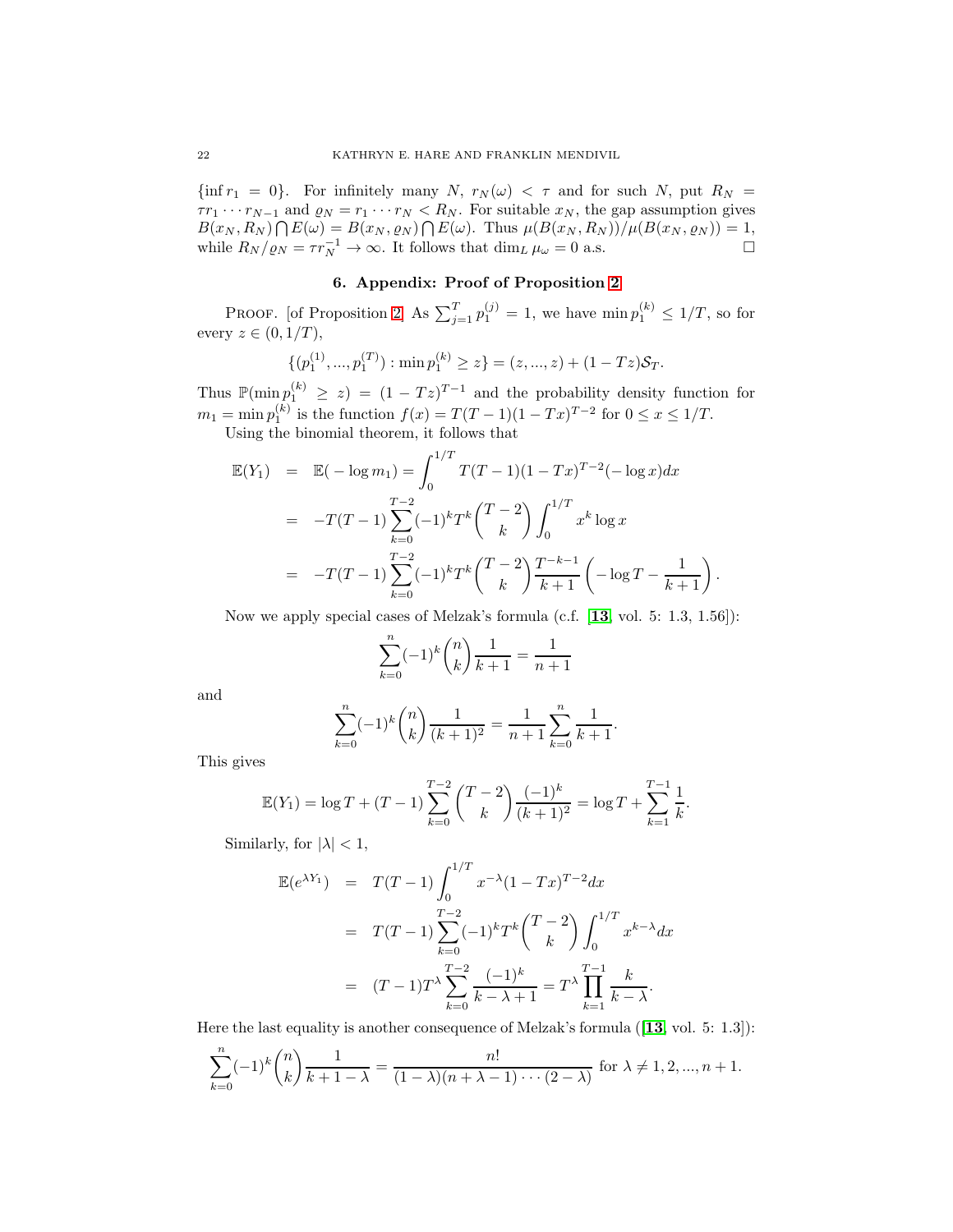$\{\inf r_1 = 0\}$. For infinitely many $N$, $r_N(\omega) < \tau$ and for such $N$, put $R_N = \tau r_1 \cdots r_{N-1}$ and $\varrho_N = r_1 \cdots r_N < R_N$. For suitable $x_N$, the gap assumption gives $B(x_N, R_N) \bigcap E(\omega) = B(x_N, \varrho_N) \bigcap E(\omega)$. Thus $\mu(B(x_N, R_N))/\mu(B(x_N, \varrho_N)) = 1$, while $R_N/\varrho_N = \tau r_N^{-1} \to \infty$. It follows that $\dim_L \mu_\omega = 0$ a.s. $\square$

## 6. Appendix: Proof of Proposition 2

Proof. [of Proposition 2] As $\sum_{j=1}^{T} p_1^{(j)} = 1$, we have $\min p_1^{(k)} \leq 1/T$, so for every $z \in (0, 1/T)$,

$$\{(p_1^{(1)}, ..., p_1^{(T)}) : \min p_1^{(k)} \geq z\} = (z, ..., z) + (1 - Tz)\mathcal{S}_T.$$

Thus $\mathbb{P}(\min p_1^{(k)} \geq z) = (1 - Tz)^{T-1}$ and the probability density function for $m_1 = \min p_1^{(k)}$ is the function $f(x) = T(T-1)(1 - Tx)^{T-2}$ for $0 \leq x \leq 1/T$.

Using the binomial theorem, it follows that

$$\begin{aligned}
\mathbb{E}(Y_1) &= \mathbb{E}(-\log m_1) = \int_0^{1/T} T(T-1)(1-Tx)^{T-2}(-\log x)dx \\
&= -T(T-1)\sum_{k=0}^{T-2}(-1)^k T^k \binom{T-2}{k} \int_0^{1/T} x^k \log x \\
&= -T(T-1)\sum_{k=0}^{T-2}(-1)^k T^k \binom{T-2}{k} \frac{T^{-k-1}}{k+1}\left(-\log T - \frac{1}{k+1}\right).
\end{aligned}$$

Now we apply special cases of Melzak's formula (c.f. [13, vol. 5: 1.3, 1.56]):

$$\sum_{k=0}^{n}(-1)^k \binom{n}{k}\frac{1}{k+1} = \frac{1}{n+1}$$

and

$$\sum_{k=0}^{n}(-1)^k \binom{n}{k}\frac{1}{(k+1)^2} = \frac{1}{n+1}\sum_{k=0}^{n}\frac{1}{k+1}.$$

This gives

$$\mathbb{E}(Y_1) = \log T + (T-1)\sum_{k=0}^{T-2}\binom{T-2}{k}\frac{(-1)^k}{(k+1)^2} = \log T + \sum_{k=1}^{T-1}\frac{1}{k}.$$

Similarly, for $|\lambda| < 1$,

$$\begin{aligned}
\mathbb{E}(e^{\lambda Y_1}) &= T(T-1)\int_0^{1/T} x^{-\lambda}(1-Tx)^{T-2}dx \\
&= T(T-1)\sum_{k=0}^{T-2}(-1)^k T^k \binom{T-2}{k}\int_0^{1/T} x^{k-\lambda}dx \\
&= (T-1)T^{\lambda}\sum_{k=0}^{T-2}\frac{(-1)^k}{k-\lambda+1} = T^{\lambda}\prod_{k=1}^{T-1}\frac{k}{k-\lambda}.
\end{aligned}$$

Here the last equality is another consequence of Melzak's formula ([13, vol. 5: 1.3]):

$$\sum_{k=0}^{n}(-1)^k\binom{n}{k}\frac{1}{k+1-\lambda} = \frac{n!}{(1-\lambda)(n+\lambda-1)\cdots(2-\lambda)} \text{ for } \lambda \neq 1, 2, ..., n+1.$$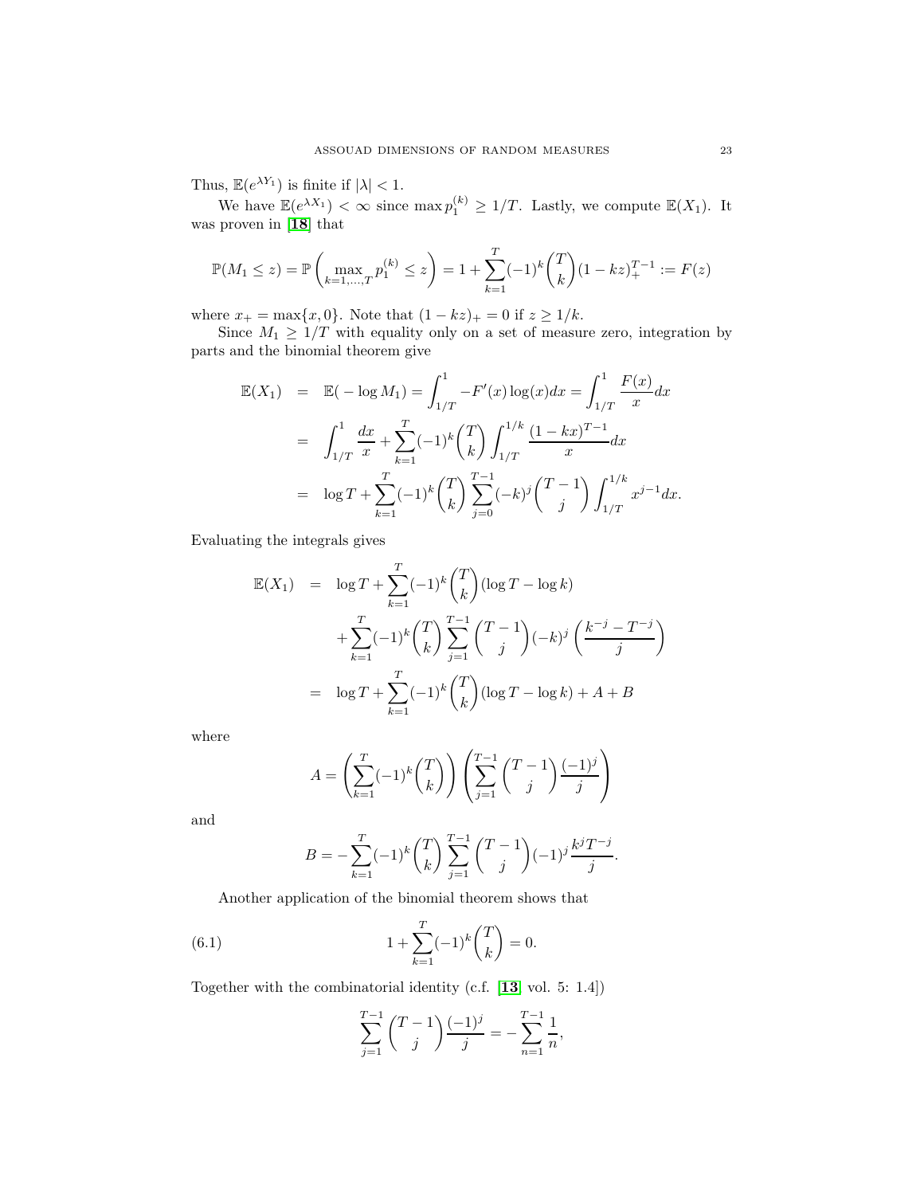Thus, $\mathbb{E}(e^{\lambda Y_1})$ is finite if $|\lambda| < 1$.

We have $\mathbb{E}(e^{\lambda X_1}) < \infty$ since $\max p_1^{(k)} \geq 1/T$. Lastly, we compute $\mathbb{E}(X_1)$. It was proven in [**18**] that

$$\mathbb{P}(M_1 \leq z) = \mathbb{P}\left(\max_{k=1,\dots,T} p_1^{(k)} \leq z\right) = 1 + \sum_{k=1}^{T}(-1)^k \binom{T}{k}(1-kz)_+^{T-1} := F(z)$$

where $x_+ = \max\{x, 0\}$. Note that $(1-kz)_+ = 0$ if $z \geq 1/k$.

Since $M_1 \geq 1/T$ with equality only on a set of measure zero, integration by parts and the binomial theorem give

$$\begin{aligned}
\mathbb{E}(X_1) &= \mathbb{E}(-\log M_1) = \int_{1/T}^{1} -F'(x)\log(x)dx = \int_{1/T}^{1} \frac{F(x)}{x}dx \\
&= \int_{1/T}^{1} \frac{dx}{x} + \sum_{k=1}^{T}(-1)^k\binom{T}{k}\int_{1/T}^{1/k}\frac{(1-kx)^{T-1}}{x}dx \\
&= \log T + \sum_{k=1}^{T}(-1)^k\binom{T}{k}\sum_{j=0}^{T-1}(-k)^j\binom{T-1}{j}\int_{1/T}^{1/k}x^{j-1}dx.
\end{aligned}$$

Evaluating the integrals gives

$$\begin{aligned}
\mathbb{E}(X_1) &= \log T + \sum_{k=1}^{T}(-1)^k\binom{T}{k}(\log T - \log k) \\
&\quad + \sum_{k=1}^{T}(-1)^k\binom{T}{k}\sum_{j=1}^{T-1}\binom{T-1}{j}(-k)^j\left(\frac{k^{-j}-T^{-j}}{j}\right) \\
&= \log T + \sum_{k=1}^{T}(-1)^k\binom{T}{k}(\log T - \log k) + A + B
\end{aligned}$$

where

$$A = \left(\sum_{k=1}^{T}(-1)^k\binom{T}{k}\right)\left(\sum_{j=1}^{T-1}\binom{T-1}{j}\frac{(-1)^j}{j}\right)$$

and

$$B = -\sum_{k=1}^{T}(-1)^k\binom{T}{k}\sum_{j=1}^{T-1}\binom{T-1}{j}(-1)^j\frac{k^jT^{-j}}{j}.$$

Another application of the binomial theorem shows that

$$1 + \sum_{k=1}^{T}(-1)^k\binom{T}{k} = 0. \tag{6.1}$$

Together with the combinatorial identity (c.f. [**13**] vol. 5: 1.4])

$$\sum_{j=1}^{T-1}\binom{T-1}{j}\frac{(-1)^j}{j} = -\sum_{n=1}^{T-1}\frac{1}{n},$$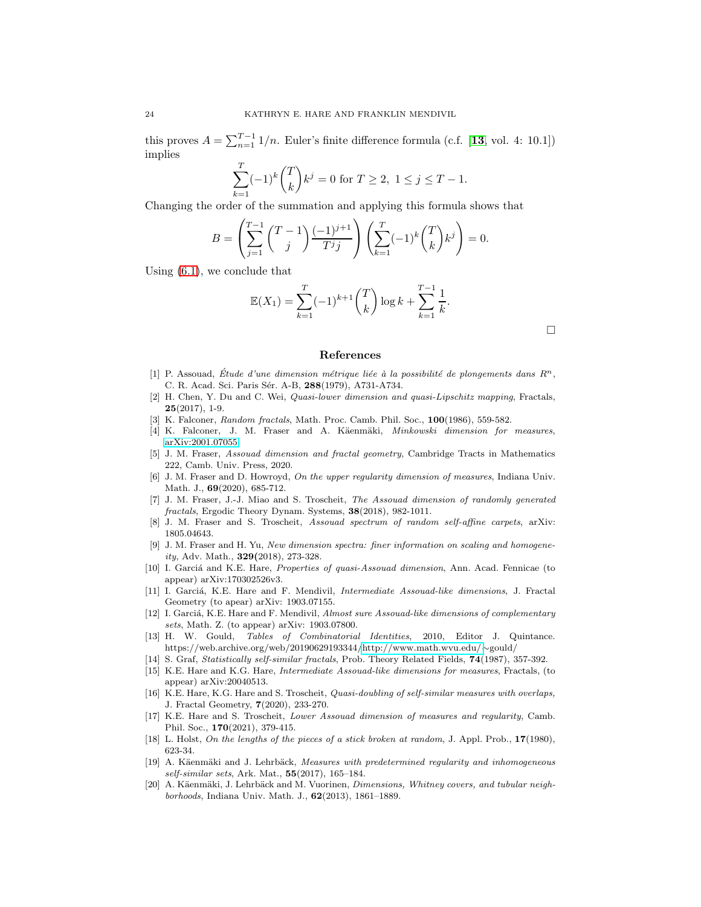this proves $A = \sum_{n=1}^{T-1} 1/n$. Euler's finite difference formula (c.f. [**13**, vol. 4: 10.1]) implies

$$\sum_{k=1}^{T} (-1)^k \binom{T}{k} k^j = 0 \text{ for } T \geq 2,\ 1 \leq j \leq T-1.$$

Changing the order of the summation and applying this formula shows that

$$B = \left( \sum_{j=1}^{T-1} \binom{T-1}{j} \frac{(-1)^{j+1}}{T^j j} \right) \left( \sum_{k=1}^{T} (-1)^k \binom{T}{k} k^j \right) = 0.$$

Using (6.1), we conclude that

$$\mathbb{E}(X_1) = \sum_{k=1}^{T} (-1)^{k+1} \binom{T}{k} \log k + \sum_{k=1}^{T-1} \frac{1}{k}.$$

□

## References

[1] P. Assouad, *Étude d'une dimension métrique liée à la possibilité de plongements dans $R^n$*, C. R. Acad. Sci. Paris Sér. A-B, **288**(1979), A731-A734.

[2] H. Chen, Y. Du and C. Wei, *Quasi-lower dimension and quasi-Lipschitz mapping*, Fractals, **25**(2017), 1-9.

[3] K. Falconer, *Random fractals*, Math. Proc. Camb. Phil. Soc., **100**(1986), 559-582.

[4] K. Falconer, J. M. Fraser and A. Käenmäki, *Minkowski dimension for measures*, arXiv:2001.07055

[5] J. M. Fraser, *Assouad dimension and fractal geometry*, Cambridge Tracts in Mathematics 222, Camb. Univ. Press, 2020.

[6] J. M. Fraser and D. Howroyd, *On the upper regularity dimension of measures*, Indiana Univ. Math. J., **69**(2020), 685-712.

[7] J. M. Fraser, J.-J. Miao and S. Troscheit, *The Assouad dimension of randomly generated fractals*, Ergodic Theory Dynam. Systems, **38**(2018), 982-1011.

[8] J. M. Fraser and S. Troscheit, *Assouad spectrum of random self-affine carpets*, arXiv: 1805.04643.

[9] J. M. Fraser and H. Yu, *New dimension spectra: finer information on scaling and homogeneity*, Adv. Math., **329(**2018), 273-328.

[10] I. Garciá and K.E. Hare, *Properties of quasi-Assouad dimension*, Ann. Acad. Fennicae (to appear) arXiv:170302526v3.

[11] I. Garciá, K.E. Hare and F. Mendivil, *Intermediate Assouad-like dimensions*, J. Fractal Geometry (to apear) arXiv: 1903.07155.

[12] I. Garciá, K.E. Hare and F. Mendivil, *Almost sure Assouad-like dimensions of complementary sets*, Math. Z. (to appear) arXiv: 1903.07800.

[13] H. W. Gould, *Tables of Combinatorial Identities*, 2010, Editor J. Quintance. https://web.archive.org/web/20190629193344/http://www.math.wvu.edu/~gould/

[14] S. Graf, *Statistically self-similar fractals*, Prob. Theory Related Fields, **74**(1987), 357-392.

[15] K.E. Hare and K.G. Hare, *Intermediate Assouad-like dimensions for measures*, Fractals, (to appear) arXiv:20040513.

[16] K.E. Hare, K.G. Hare and S. Troscheit, *Quasi-doubling of self-similar measures with overlaps,* J. Fractal Geometry, **7**(2020), 233-270.

[17] K.E. Hare and S. Troscheit, *Lower Assouad dimension of measures and regularity*, Camb. Phil. Soc., **170**(2021), 379-415.

[18] L. Holst, *On the lengths of the pieces of a stick broken at random*, J. Appl. Prob., **17**(1980), 623-34.

[19] A. Käenmäki and J. Lehrbäck, *Measures with predetermined regularity and inhomogeneous self-similar sets*, Ark. Mat., **55**(2017), 165–184.

[20] A. Käenmäki, J. Lehrbäck and M. Vuorinen, *Dimensions, Whitney covers, and tubular neighborhoods*, Indiana Univ. Math. J., **62**(2013), 1861–1889.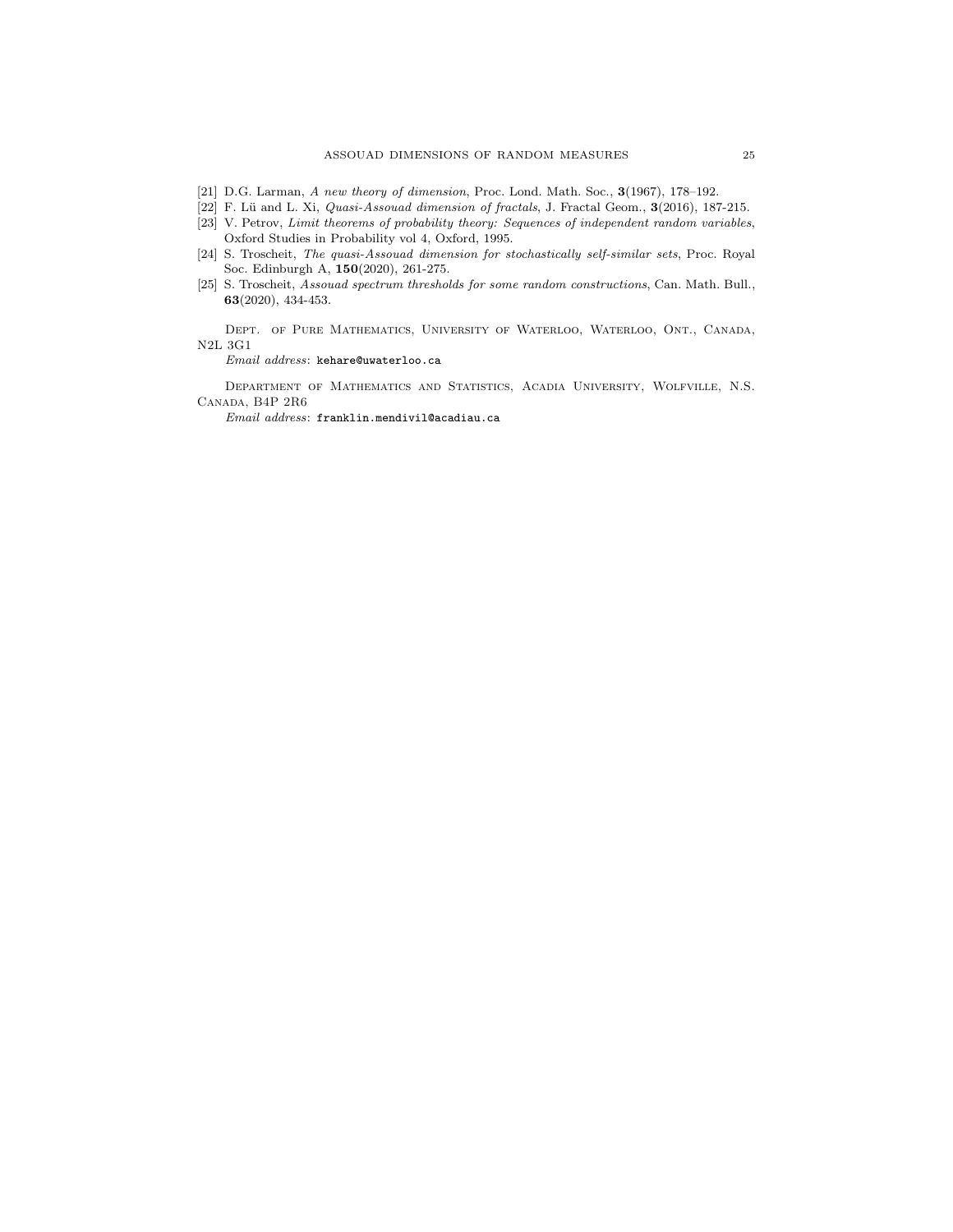[21] D.G. Larman, *A new theory of dimension*, Proc. Lond. Math. Soc., **3**(1967), 178–192.

[22] F. Lü and L. Xi, *Quasi-Assouad dimension of fractals*, J. Fractal Geom., **3**(2016), 187-215.

[23] V. Petrov, *Limit theorems of probability theory: Sequences of independent random variables*, Oxford Studies in Probability vol 4, Oxford, 1995.

[24] S. Troscheit, *The quasi-Assouad dimension for stochastically self-similar sets*, Proc. Royal Soc. Edinburgh A, **150**(2020), 261-275.

[25] S. Troscheit, *Assouad spectrum thresholds for some random constructions*, Can. Math. Bull., **63**(2020), 434-453.

Dept. of Pure Mathematics, University of Waterloo, Waterloo, Ont., Canada, N2L 3G1

*Email address*: kehare@uwaterloo.ca

Department of Mathematics and Statistics, Acadia University, Wolfville, N.S. Canada, B4P 2R6

*Email address*: franklin.mendivil@acadiau.ca